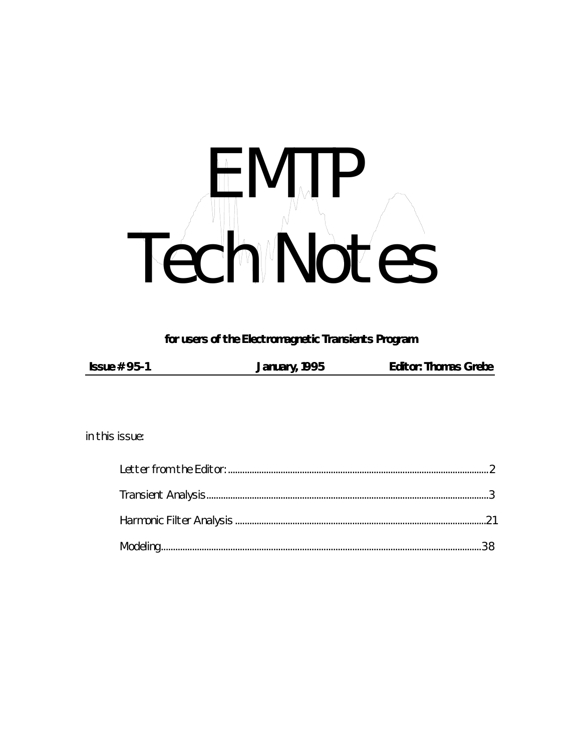# EMTP Tech Notes

**for users of the Electromagnetic Transients Program**

**Issue # 95-1** | **January, 1995** | **Editor: Thomas Grebe**

in this issue:

- Letter from the Editor: ........ 2
- Transient Analysis ........ 3
- Harmonic Filter Analysis ........ 21
- Modeling ........ 38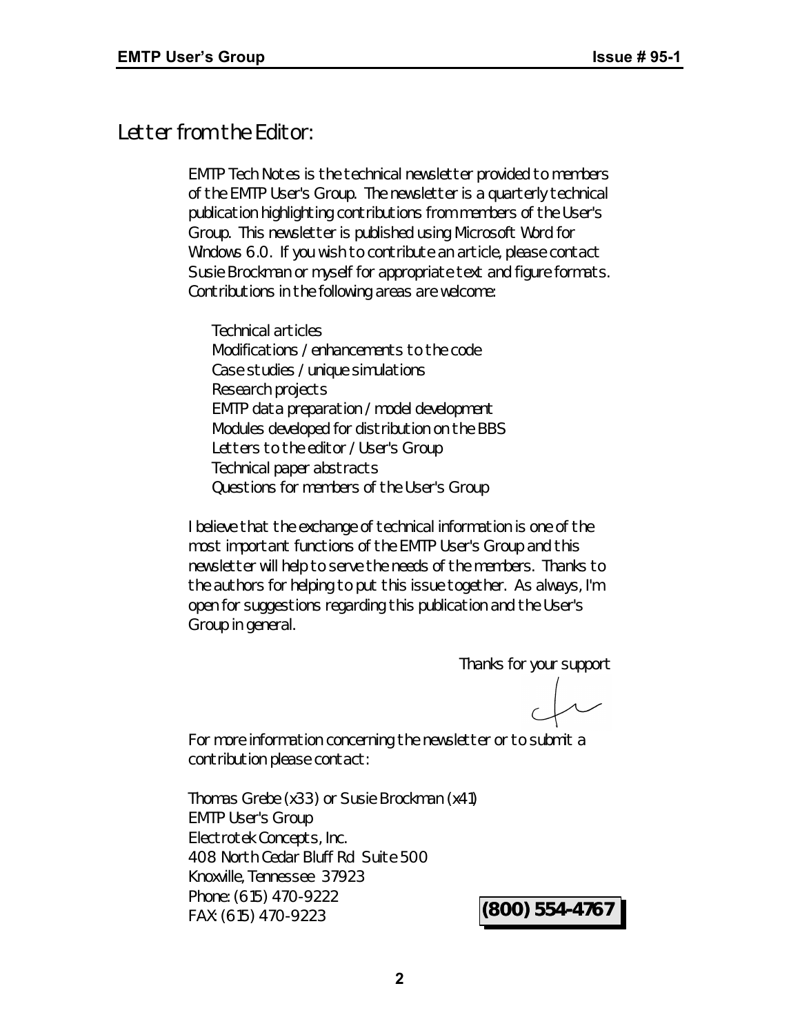# Letter from the Editor:

EMTP Tech Notes is the technical newsletter provided to members of the EMTP User's Group. The newsletter is a quarterly technical publication highlighting contributions from members of the User's Group. This newsletter is published using Microsoft Word for Windows 6.0. If you wish to contribute an article, please contact Susie Brockman or myself for appropriate text and figure formats. Contributions in the following areas are welcome:

- Technical articles
- Modifications / enhancements to the code
- Case studies / unique simulations
- Research projects
- EMTP data preparation / model development
- Modules developed for distribution on the BBS
- Letters to the editor / User's Group
- Technical paper abstracts
- Questions for members of the User's Group

I believe that the exchange of technical information is one of the most important functions of the EMTP User's Group and this newsletter will help to serve the needs of the members. Thanks to the authors for helping to put this issue together. As always, I'm open for suggestions regarding this publication and the User's Group in general.

Thanks for your support

For more information concerning the newsletter or to submit a contribution please contact:

Thomas Grebe (x33) or Susie Brockman (x41)
EMTP User's Group
Electrotek Concepts, Inc.
408 North Cedar Bluff Rd Suite 500
Knoxville, Tennessee 37923
Phone: (615) 470-9222
FAX: (615) 470-9223

**(800) 554-4767**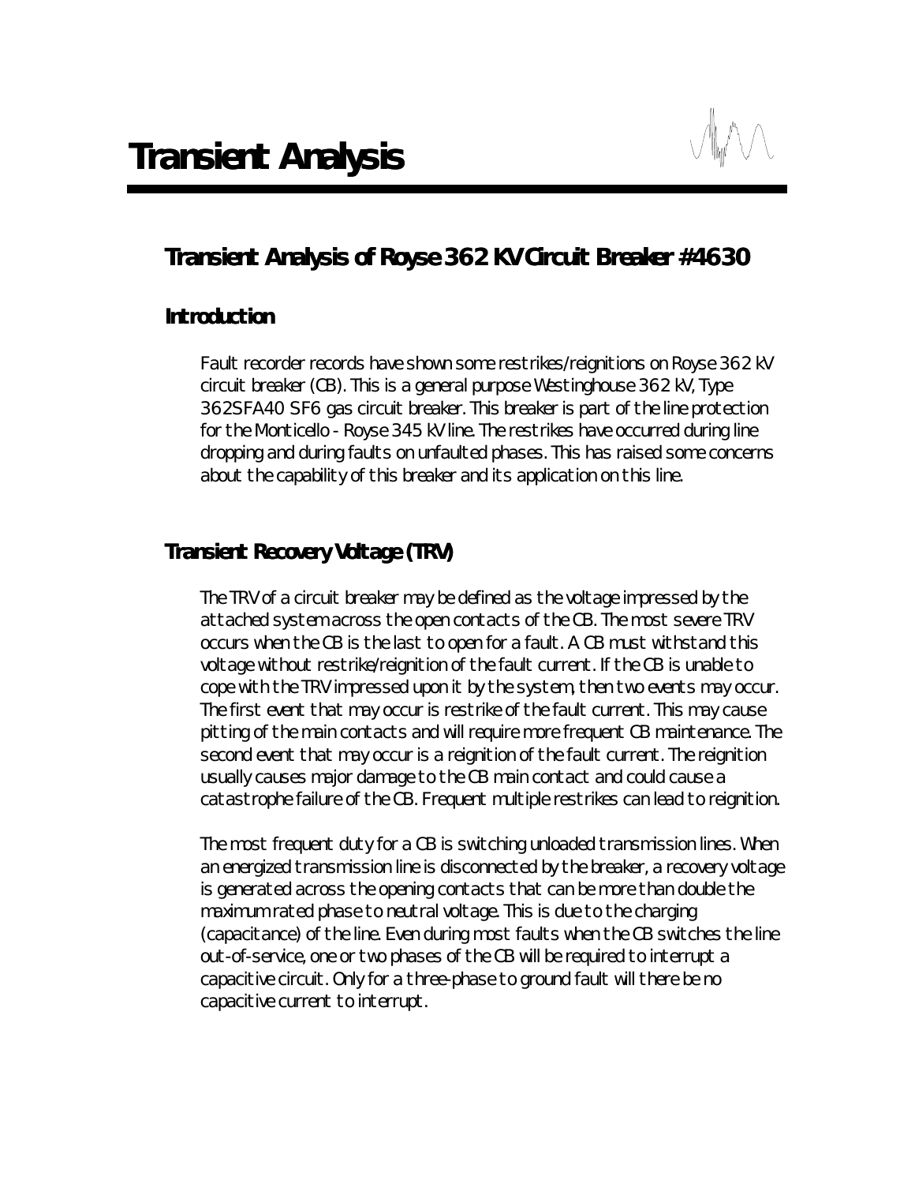# Transient Analysis

## Transient Analysis of Royse 362 KV Circuit Breaker #4630

### Introduction

Fault recorder records have shown some restrikes/reignitions on Royse 362 kV circuit breaker (CB). This is a general purpose Westinghouse 362 kV, Type 362SFA40 SF6 gas circuit breaker. This breaker is part of the line protection for the Monticello - Royse 345 kV line. The restrikes have occurred during line dropping and during faults on unfaulted phases. This has raised some concerns about the capability of this breaker and its application on this line.

### Transient Recovery Voltage (TRV)

The TRV of a circuit breaker may be defined as the voltage impressed by the attached system across the open contacts of the CB. The most severe TRV occurs when the CB is the last to open for a fault. A CB must withstand this voltage without restrike/reignition of the fault current. If the CB is unable to cope with the TRV impressed upon it by the system, then two events may occur. The first event that may occur is restrike of the fault current. This may cause pitting of the main contacts and will require more frequent CB maintenance. The second event that may occur is a reignition of the fault current. The reignition usually causes major damage to the CB main contact and could cause a catastrophe failure of the CB. Frequent multiple restrikes can lead to reignition.

The most frequent duty for a CB is switching unloaded transmission lines. When an energized transmission line is disconnected by the breaker, a recovery voltage is generated across the opening contacts that can be more than double the maximum rated phase to neutral voltage. This is due to the charging (capacitance) of the line. Even during most faults when the CB switches the line out-of-service, one or two phases of the CB will be required to interrupt a capacitive circuit. Only for a three-phase to ground fault will there be no capacitive current to interrupt.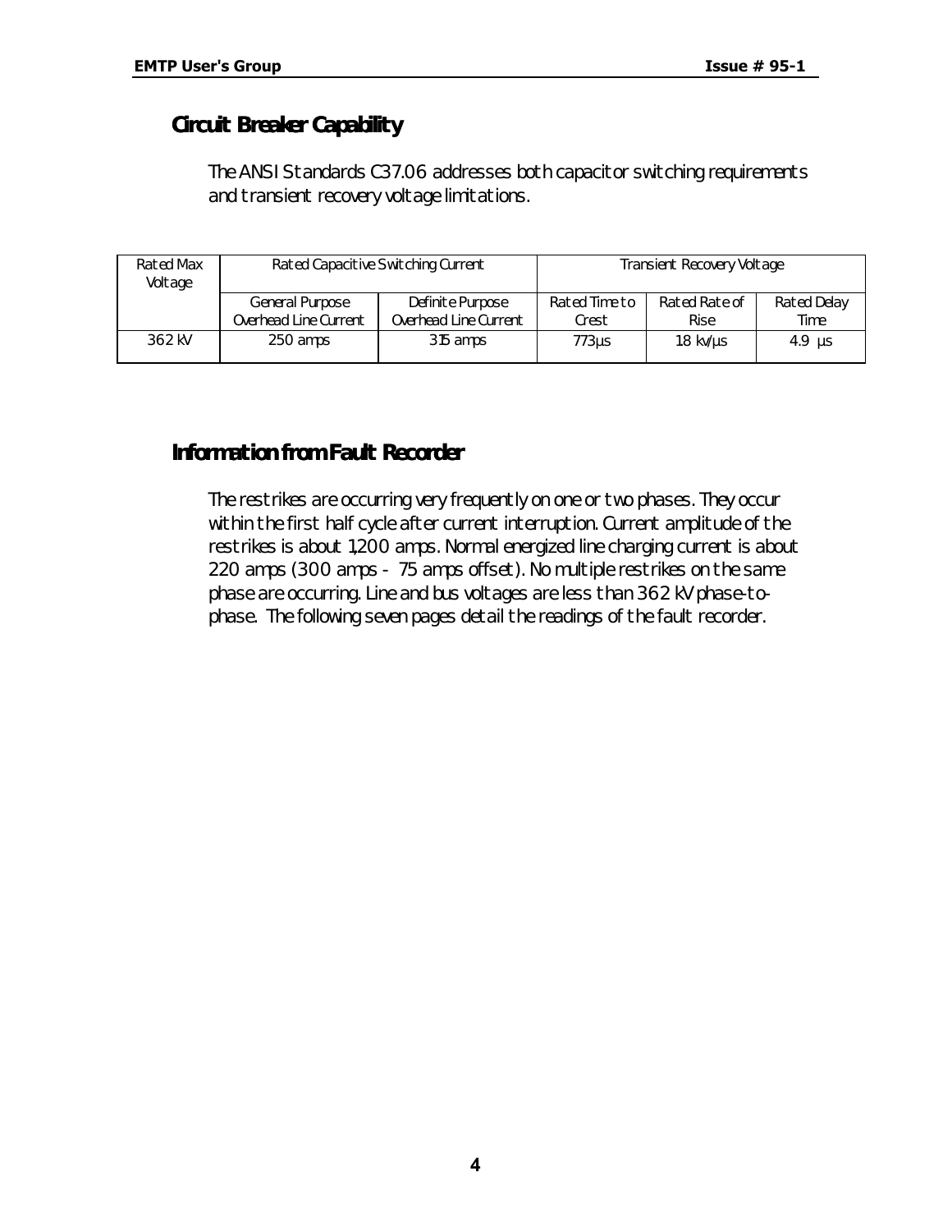## Circuit Breaker Capability

The ANSI Standards C37.06 addresses both capacitor switching requirements and transient recovery voltage limitations.

| Rated Max Voltage | Rated Capacitive Switching Current | | Transient Recovery Voltage | | |
|---|---|---|---|---|---|
| | General Purpose Overhead Line Current | Definite Purpose Overhead Line Current | Rated Time to Crest | Rated Rate of Rise | Rated Delay Time |
| 362 kV | 250 amps | 315 amps | 773µs | 18 kv/µs | 4.9 µs |

## Information from Fault Recorder

The restrikes are occurring very frequently on one or two phases. They occur within the first half cycle after current interruption. Current amplitude of the restrikes is about 1,200 amps. Normal energized line charging current is about 220 amps (300 amps - 75 amps offset). No multiple restrikes on the same phase are occurring. Line and bus voltages are less than 362 kV phase-to-phase. The following seven pages detail the readings of the fault recorder.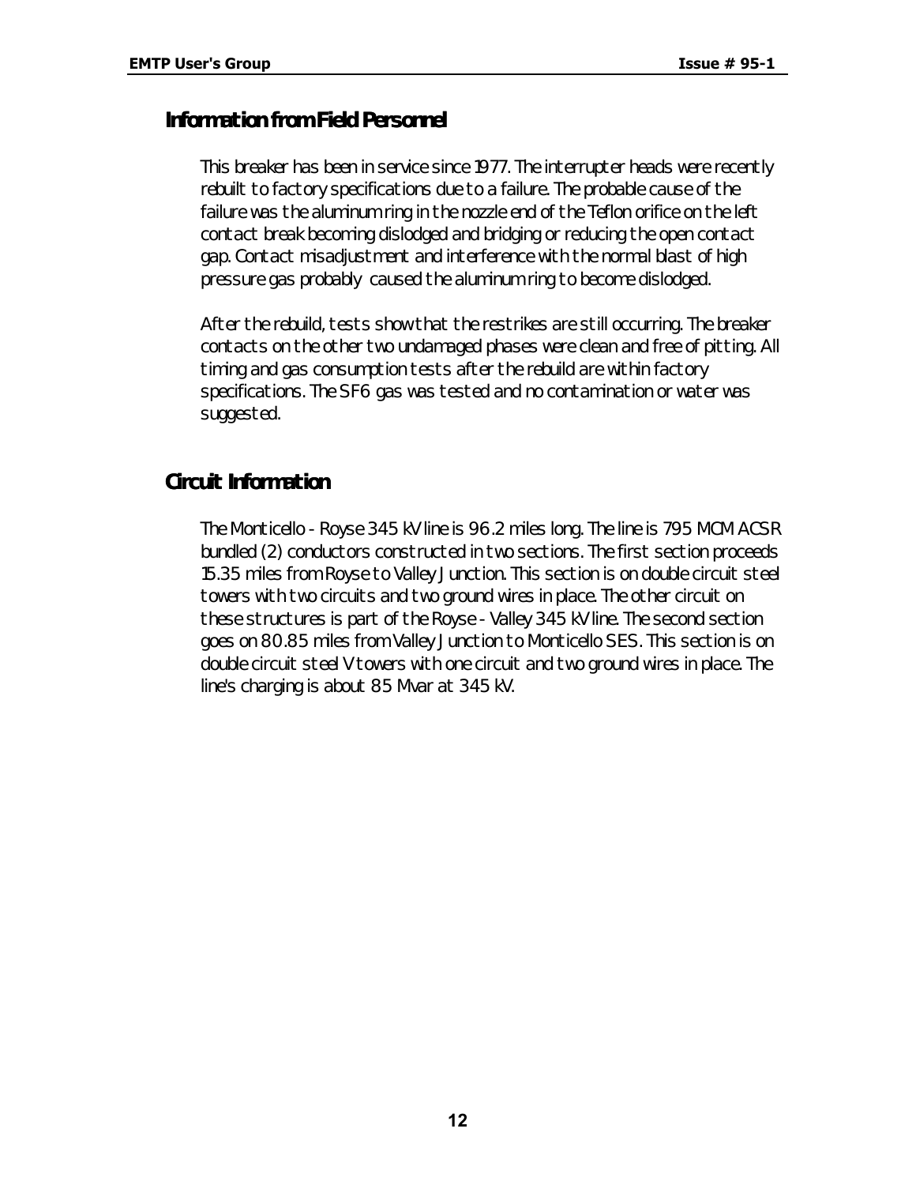## Information from Field Personnel

This breaker has been in service since 1977. The interrupter heads were recently rebuilt to factory specifications due to a failure. The probable cause of the failure was the aluminum ring in the nozzle end of the Teflon orifice on the left contact break becoming dislodged and bridging or reducing the open contact gap. Contact misadjustment and interference with the normal blast of high pressure gas probably caused the aluminum ring to become dislodged.

After the rebuild, tests show that the restrikes are still occurring. The breaker contacts on the other two undamaged phases were clean and free of pitting. All timing and gas consumption tests after the rebuild are within factory specifications. The SF6 gas was tested and no contamination or water was suggested.

## Circuit Information

The Monticello - Royse 345 kV line is 96.2 miles long. The line is 795 MCM ACSR bundled (2) conductors constructed in two sections. The first section proceeds 15.35 miles from Royse to Valley Junction. This section is on double circuit steel towers with two circuits and two ground wires in place. The other circuit on these structures is part of the Royse - Valley 345 kV line. The second section goes on 80.85 miles from Valley Junction to Monticello SES. This section is on double circuit steel V towers with one circuit and two ground wires in place. The line's charging is about 85 Mvar at 345 kV.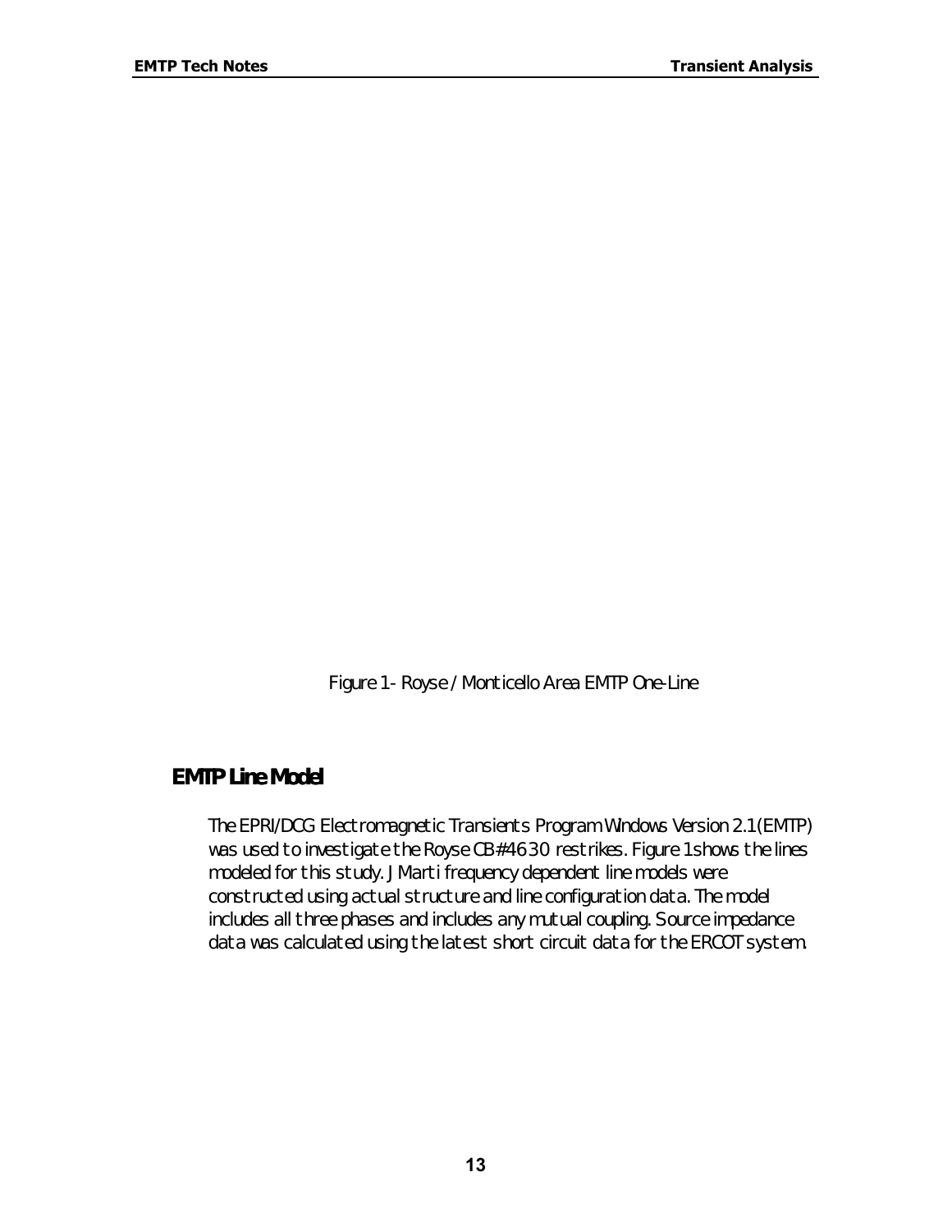Figure 1 - Royse / Monticello Area EMTP One-Line

## EMTP Line Model

The EPRI/DCG Electromagnetic Transients Program Windows Version 2.1 (EMTP) was used to investigate the Royse CB# 4630 restrikes. Figure 1 shows the lines modeled for this study. J Marti frequency dependent line models were constructed using actual structure and line configuration data. The model includes all three phases and includes any mutual coupling. Source impedance data was calculated using the latest short circuit data for the ERCOT system.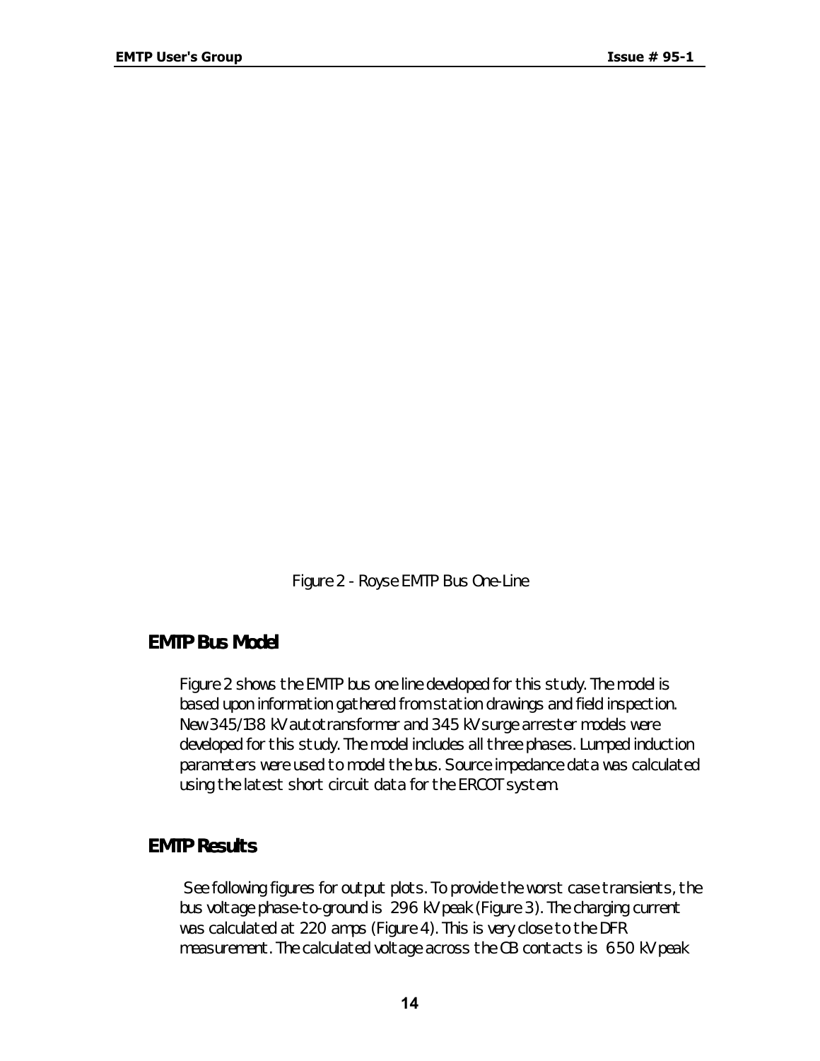Figure 2 - Royse EMTP Bus One-Line

## EMTP Bus Model

Figure 2 shows the EMTP bus one line developed for this study. The model is based upon information gathered from station drawings and field inspection. New 345/138 kV autotransformer and 345 kV surge arrester models were developed for this study. The model includes all three phases. Lumped induction parameters were used to model the bus. Source impedance data was calculated using the latest short circuit data for the ERCOT system.

## EMTP Results

See following figures for output plots. To provide the worst case transients, the bus voltage phase-to-ground is 296 kV peak (Figure 3). The charging current was calculated at 220 amps (Figure 4). This is very close to the DFR measurement. The calculated voltage across the CB contacts is 650 kV peak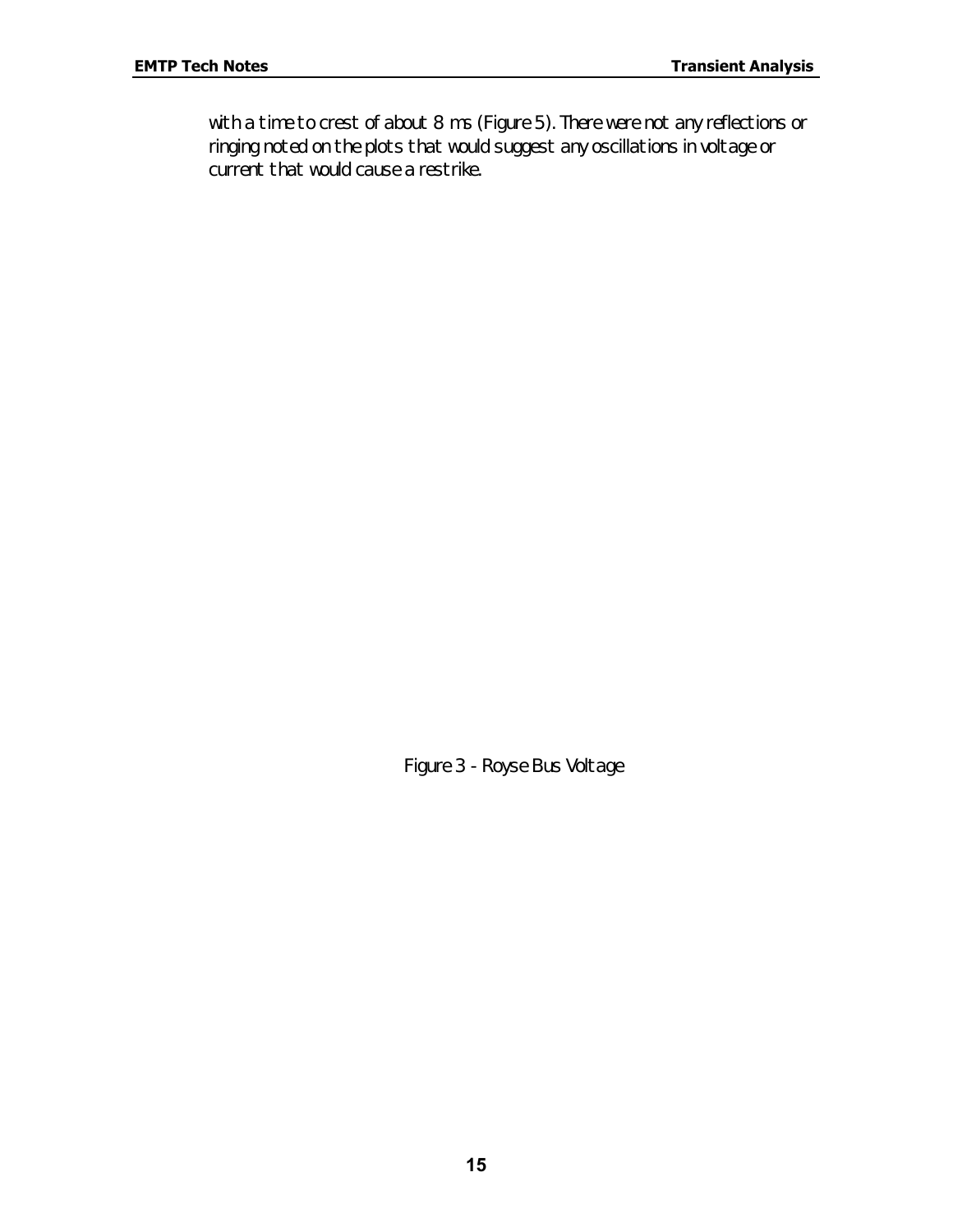with a time to crest of about 8 ms (Figure 5). There were not any reflections or ringing noted on the plots that would suggest any oscillations in voltage or current that would cause a restrike.

Figure 3 - Royse Bus Voltage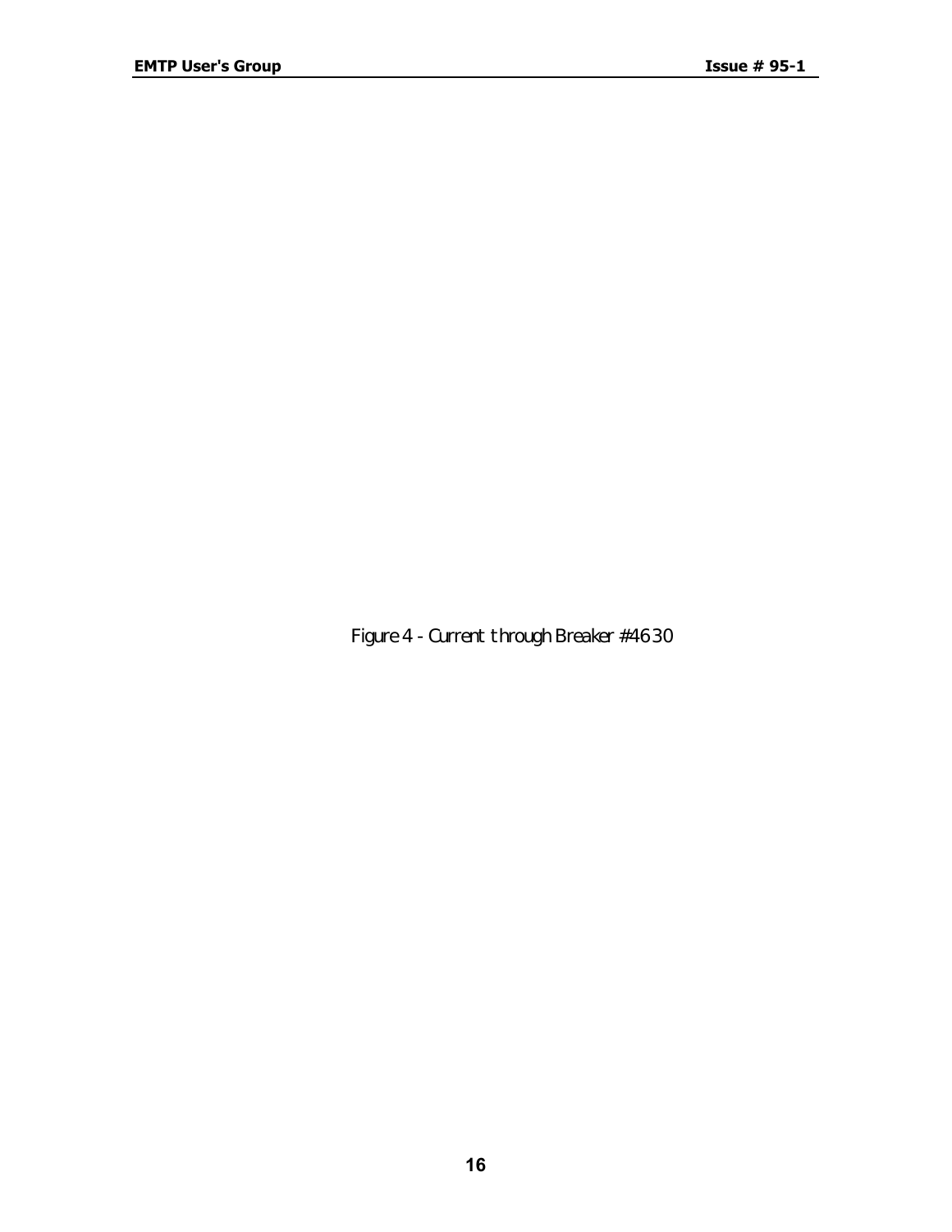Figure 4 - Current through Breaker #4630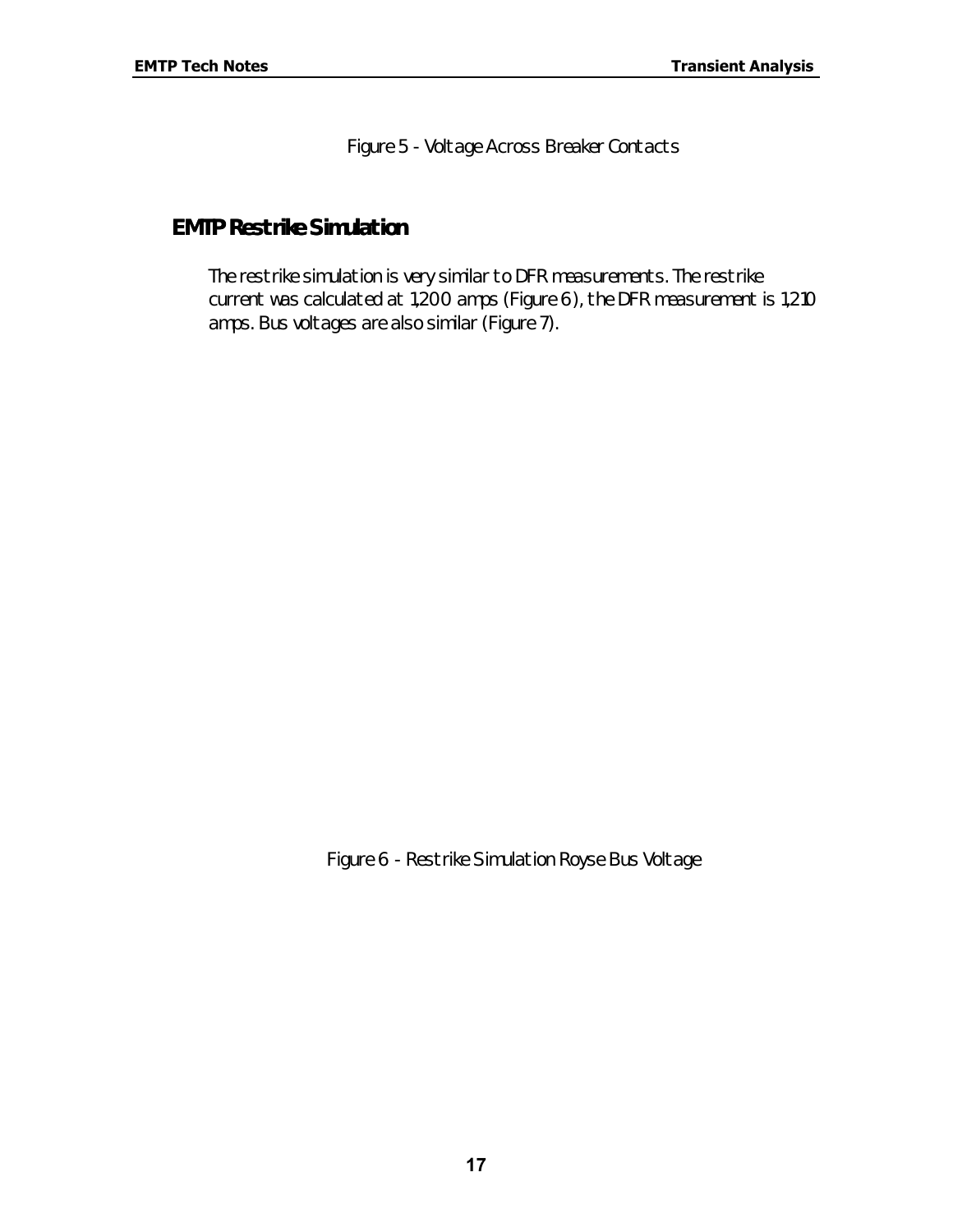Figure 5 - Voltage Across Breaker Contacts

## EMTP Restrike Simulation

The restrike simulation is very similar to DFR measurements. The restrike current was calculated at 1,200 amps (Figure 6), the DFR measurement is 1,210 amps. Bus voltages are also similar (Figure 7).

Figure 6 - Restrike Simulation Royse Bus Voltage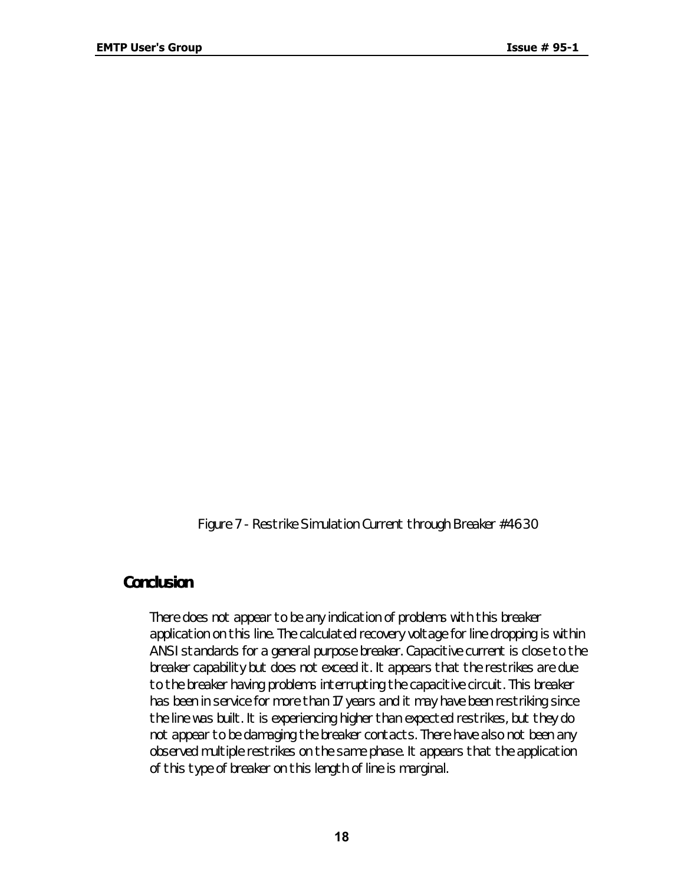Figure 7 - Restrike Simulation Current through Breaker #4630

## Conclusion

There does not appear to be any indication of problems with this breaker application on this line. The calculated recovery voltage for line dropping is within ANSI standards for a general purpose breaker. Capacitive current is close to the breaker capability but does not exceed it. It appears that the restrikes are due to the breaker having problems interrupting the capacitive circuit. This breaker has been in service for more than 17 years and it may have been restriking since the line was built. It is experiencing higher than expected restrikes, but they do not appear to be damaging the breaker contacts. There have also not been any observed multiple restrikes on the same phase. It appears that the application of this type of breaker on this length of line is marginal.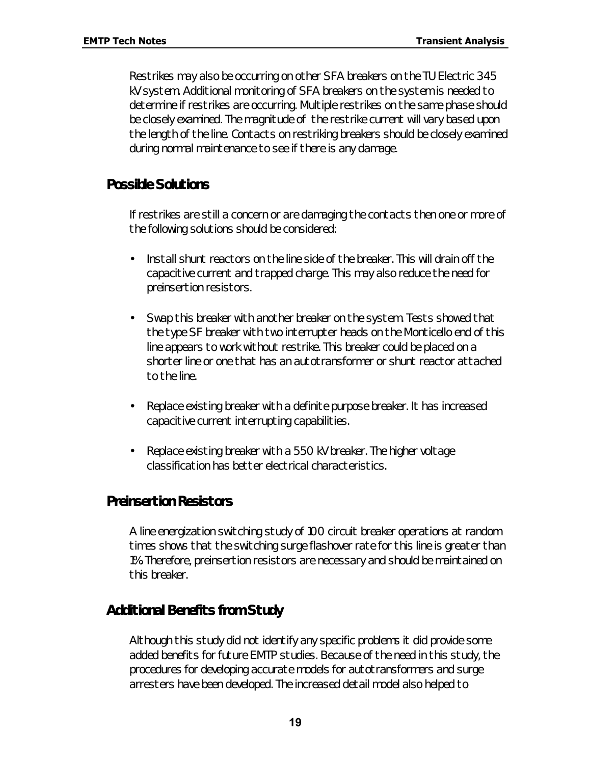Restrikes may also be occurring on other SFA breakers on the TU Electric 345 kV system. Additional monitoring of SFA breakers on the system is needed to determine if restrikes are occurring. Multiple restrikes on the same phase should be closely examined. The magnitude of the restrike current will vary based upon the length of the line. Contacts on restriking breakers should be closely examined during normal maintenance to see if there is any damage.

## Possible Solutions

If restrikes are still a concern or are damaging the contacts then one or more of the following solutions should be considered:

- Install shunt reactors on the line side of the breaker. This will drain off the capacitive current and trapped charge. This may also reduce the need for preinsertion resistors.
- Swap this breaker with another breaker on the system. Tests showed that the type SF breaker with two interrupter heads on the Monticello end of this line appears to work without restrike. This breaker could be placed on a shorter line or one that has an autotransformer or shunt reactor attached to the line.
- Replace existing breaker with a definite purpose breaker. It has increased capacitive current interrupting capabilities.
- Replace existing breaker with a 550 kV breaker. The higher voltage classification has better electrical characteristics.

## Preinsertion Resistors

A line energization switching study of 100 circuit breaker operations at random times shows that the switching surge flashover rate for this line is greater than 1%. Therefore, preinsertion resistors are necessary and should be maintained on this breaker.

## Additional Benefits from Study

Although this study did not identify any specific problems it did provide some added benefits for future EMTP studies. Because of the need in this study, the procedures for developing accurate models for autotransformers and surge arresters have been developed. The increased detail model also helped to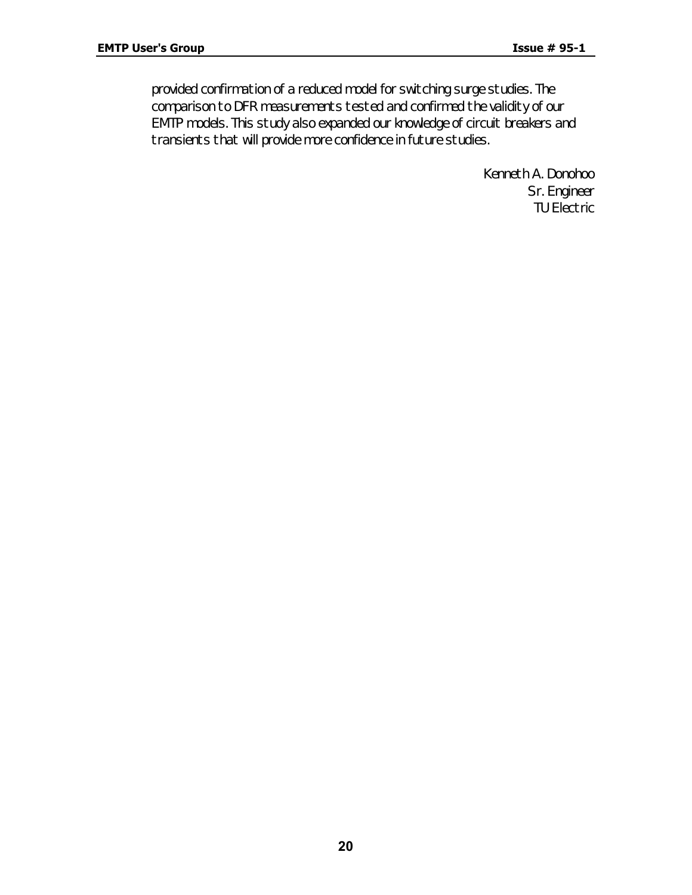provided confirmation of a reduced model for switching surge studies. The comparison to DFR measurements tested and confirmed the validity of our EMTP models. This study also expanded our knowledge of circuit breakers and transients that will provide more confidence in future studies.

Kenneth A. Donohoo
Sr. Engineer
TU Electric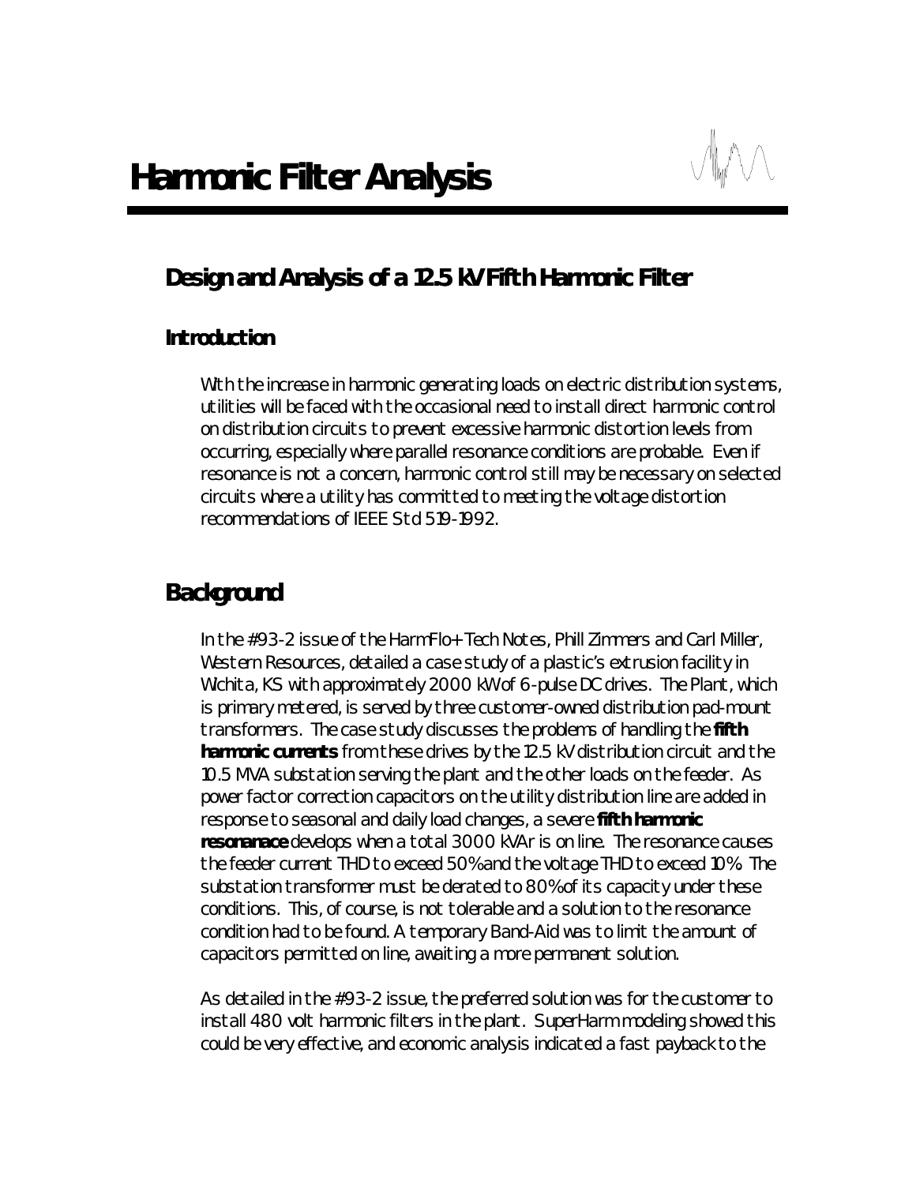# Harmonic Filter Analysis

## Design and Analysis of a 12.5 kV Fifth Harmonic Filter

### Introduction

With the increase in harmonic generating loads on electric distribution systems, utilities will be faced with the occasional need to install direct harmonic control on distribution circuits to prevent excessive harmonic distortion levels from occurring, especially where parallel resonance conditions are probable. Even if resonance is not a concern, harmonic control still may be necessary on selected circuits where a utility has committed to meeting the voltage distortion recommendations of IEEE Std 519-1992.

## Background

In the #93-2 issue of the HarmFlo+ Tech Notes, Phill Zimmers and Carl Miller, Western Resources, detailed a case study of a plastic's extrusion facility in Wichita, KS with approximately 2000 kW of 6-pulse DC drives. The Plant, which is primary metered, is served by three customer-owned distribution pad-mount transformers. The case study discusses the problems of handling the **fifth harmonic currents** from these drives by the 12.5 kV distribution circuit and the 10.5 MVA substation serving the plant and the other loads on the feeder. As power factor correction capacitors on the utility distribution line are added in response to seasonal and daily load changes, a severe **fifth harmonic resonanace** develops when a total 3000 kVAr is on line. The resonance causes the feeder current THD to exceed 50% and the voltage THD to exceed 10%. The substation transformer must be derated to 80% of its capacity under these conditions. This, of course, is not tolerable and a solution to the resonance condition had to be found. A temporary Band-Aid was to limit the amount of capacitors permitted on line, awaiting a more permanent solution.

As detailed in the #93-2 issue, the preferred solution was for the customer to install 480 volt harmonic filters in the plant. SuperHarm modeling showed this could be very effective, and economic analysis indicated a fast payback to the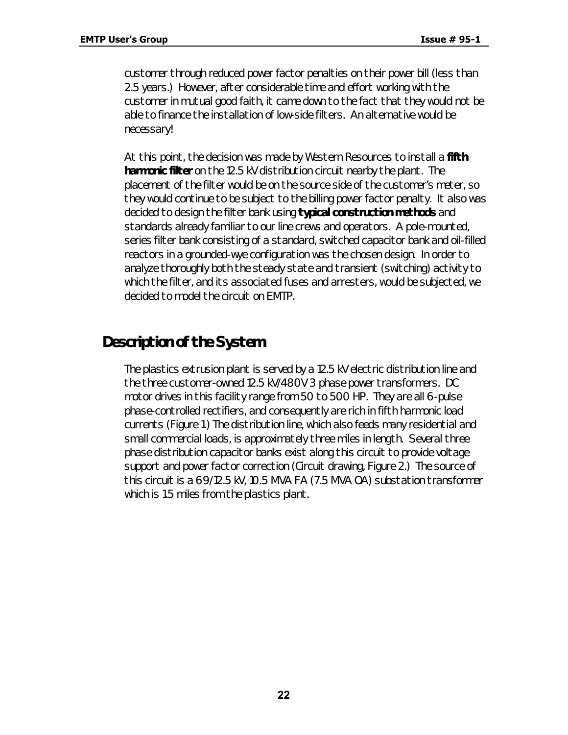customer through reduced power factor penalties on their power bill (less than 2.5 years.) However, after considerable time and effort working with the customer in mutual good faith, it came down to the fact that they would not be able to finance the installation of low-side filters. An alternative would be necessary!

At this point, the decision was made by Western Resources to install a **fifth harmonic filter** on the 12.5 kV distribution circuit nearby the plant. The placement of the filter would be on the source side of the customer's meter, so they would continue to be subject to the billing power factor penalty. It also was decided to design the filter bank using **typical construction methods** and standards already familiar to our line crews and operators. A pole-mounted, series filter bank consisting of a standard, switched capacitor bank and oil-filled reactors in a grounded-wye configuration was the chosen design. In order to analyze thoroughly both the steady state and transient (switching) activity to which the filter, and its associated fuses and arresters, would be subjected, we decided to model the circuit on EMTP.

## Description of the System

The plastics extrusion plant is served by a 12.5 kV electric distribution line and the three customer-owned 12.5 kV/480V 3 phase power transformers. DC motor drives in this facility range from 50 to 500 HP. They are all 6-pulse phase-controlled rectifiers, and consequently are rich in fifth harmonic load currents (Figure 1) The distribution line, which also feeds many residential and small commercial loads, is approximately three miles in length. Several three phase distribution capacitor banks exist along this circuit to provide voltage support and power factor correction (Circuit drawing, Figure 2.) The source of this circuit is a 69/12.5 kV, 10.5 MVA FA (7.5 MVA OA) substation transformer which is 1.5 miles from the plastics plant.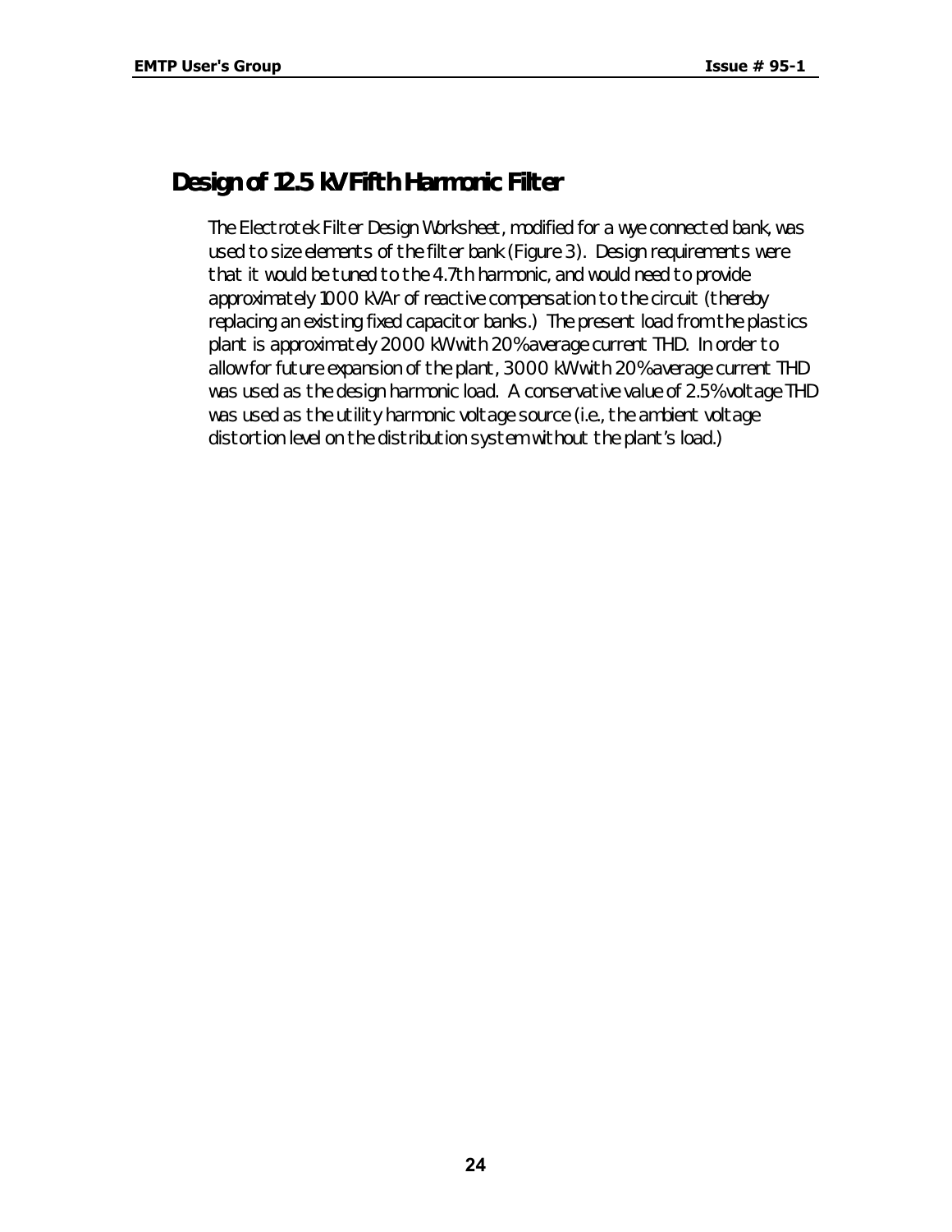## Design of 12.5 kV Fifth Harmonic Filter

The Electrotek Filter Design Worksheet, modified for a wye connected bank, was used to size elements of the filter bank (Figure 3). Design requirements were that it would be tuned to the 4.7th harmonic, and would need to provide approximately 1000 kVAr of reactive compensation to the circuit (thereby replacing an existing fixed capacitor banks.) The present load from the plastics plant is approximately 2000 kW with 20% average current THD. In order to allow for future expansion of the plant, 3000 kW with 20% average current THD was used as the design harmonic load. A conservative value of 2.5% voltage THD was used as the utility harmonic voltage source (i.e., the ambient voltage distortion level on the distribution system without the plant's load.)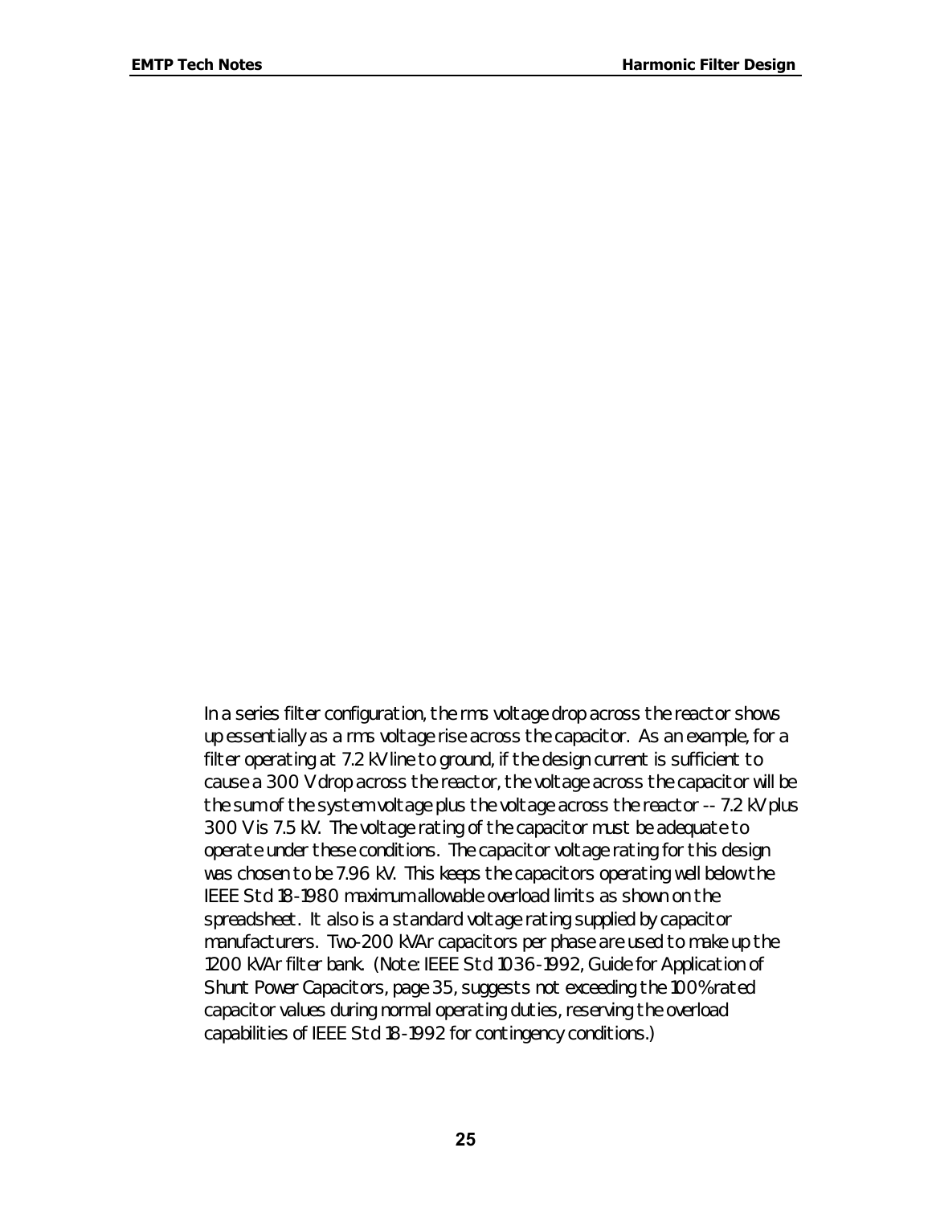In a series filter configuration, the rms voltage drop across the reactor shows up essentially as a rms voltage rise across the capacitor. As an example, for a filter operating at 7.2 kV line to ground, if the design current is sufficient to cause a 300 V drop across the reactor, the voltage across the capacitor will be the sum of the system voltage plus the voltage across the reactor -- 7.2 kV plus 300 V is 7.5 kV. The voltage rating of the capacitor must be adequate to operate under these conditions. The capacitor voltage rating for this design was chosen to be 7.96 kV. This keeps the capacitors operating well below the IEEE Std 18-1980 maximum allowable overload limits as shown on the spreadsheet. It also is a standard voltage rating supplied by capacitor manufacturers. Two-200 kVAr capacitors per phase are used to make up the 1200 kVAr filter bank. (Note: IEEE Std 1036-1992, Guide for Application of Shunt Power Capacitors, page 35, suggests not exceeding the 100% rated capacitor values during normal operating duties, reserving the overload capabilities of IEEE Std 18-1992 for contingency conditions.)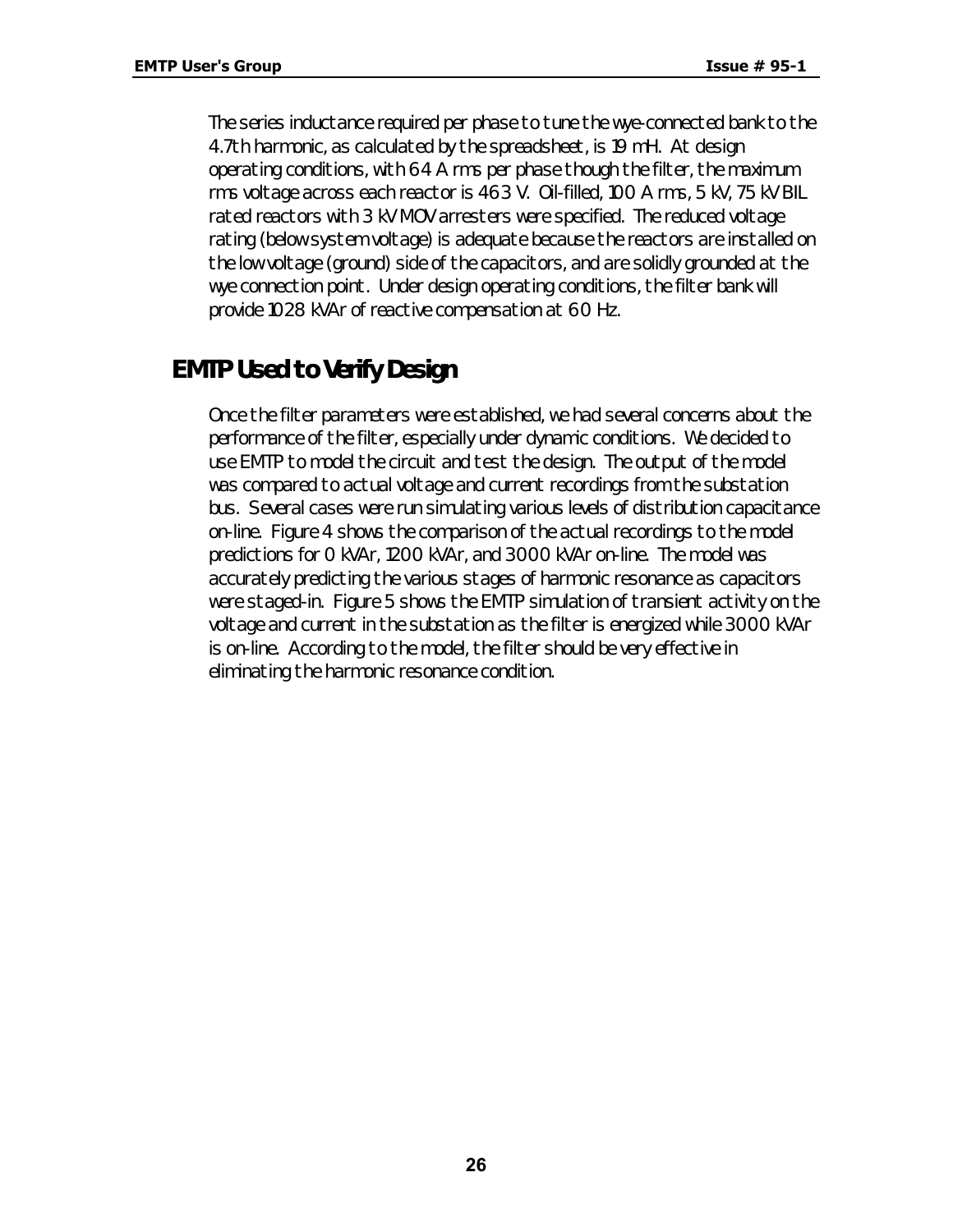The series inductance required per phase to tune the wye-connected bank to the 4.7th harmonic, as calculated by the spreadsheet, is 19 mH. At design operating conditions, with 64 A rms per phase though the filter, the maximum rms voltage across each reactor is 463 V. Oil-filled, 100 A rms, 5 kV, 75 kV BIL rated reactors with 3 kV MOV arresters were specified. The reduced voltage rating (below system voltage) is adequate because the reactors are installed on the low voltage (ground) side of the capacitors, and are solidly grounded at the wye connection point. Under design operating conditions, the filter bank will provide 1028 kVAr of reactive compensation at 60 Hz.

## EMTP Used to Verify Design

Once the filter parameters were established, we had several concerns about the performance of the filter, especially under dynamic conditions. We decided to use EMTP to model the circuit and test the design. The output of the model was compared to actual voltage and current recordings from the substation bus. Several cases were run simulating various levels of distribution capacitance on-line. Figure 4 shows the comparison of the actual recordings to the model predictions for 0 kVAr, 1200 kVAr, and 3000 kVAr on-line. The model was accurately predicting the various stages of harmonic resonance as capacitors were staged-in. Figure 5 shows the EMTP simulation of transient activity on the voltage and current in the substation as the filter is energized while 3000 kVAr is on-line. According to the model, the filter should be very effective in eliminating the harmonic resonance condition.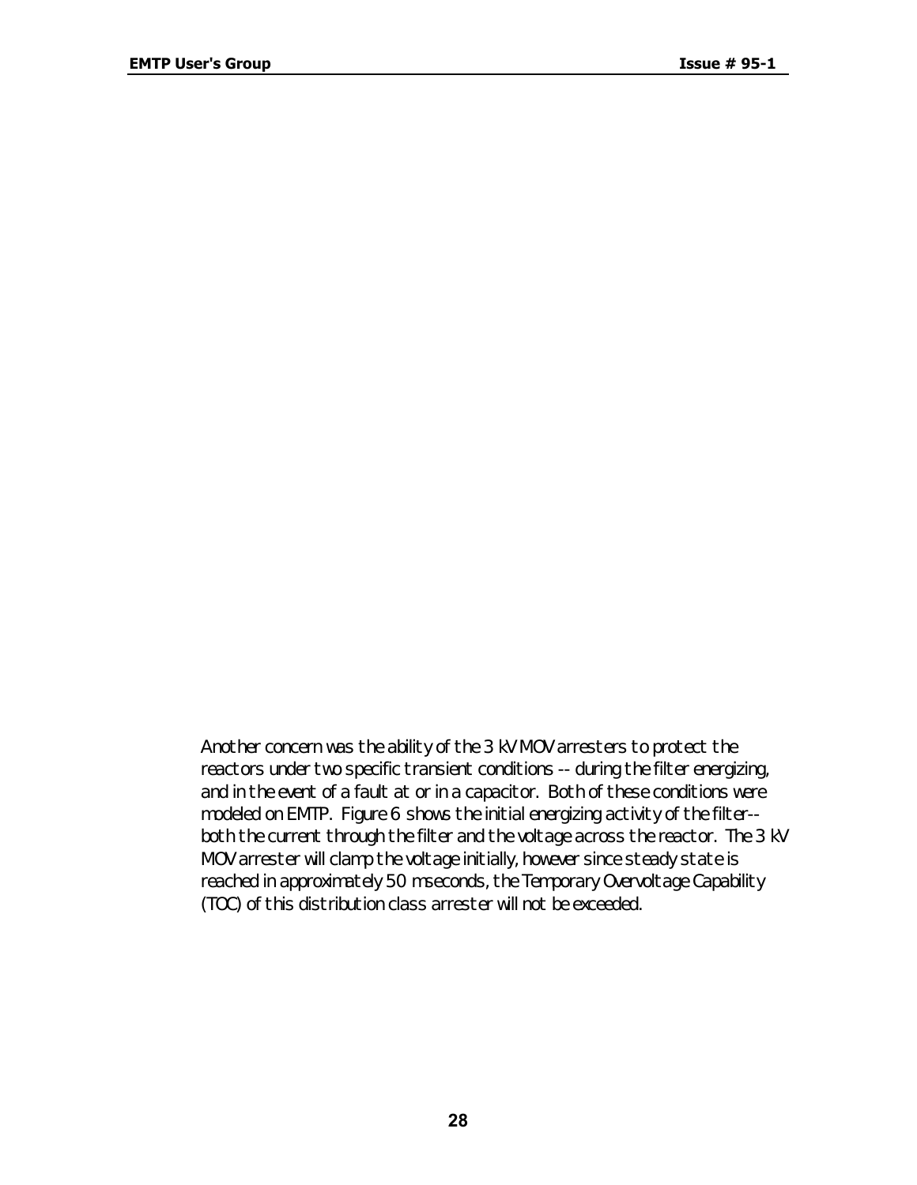Another concern was the ability of the 3 kV MOV arresters to protect the reactors under two specific transient conditions -- during the filter energizing, and in the event of a fault at or in a capacitor. Both of these conditions were modeled on EMTP. Figure 6 shows the initial energizing activity of the filter-- both the current through the filter and the voltage across the reactor. The 3 kV MOV arrester will clamp the voltage initially, however since steady state is reached in approximately 50 mseconds, the Temporary Overvoltage Capability (TOC) of this distribution class arrester will not be exceeded.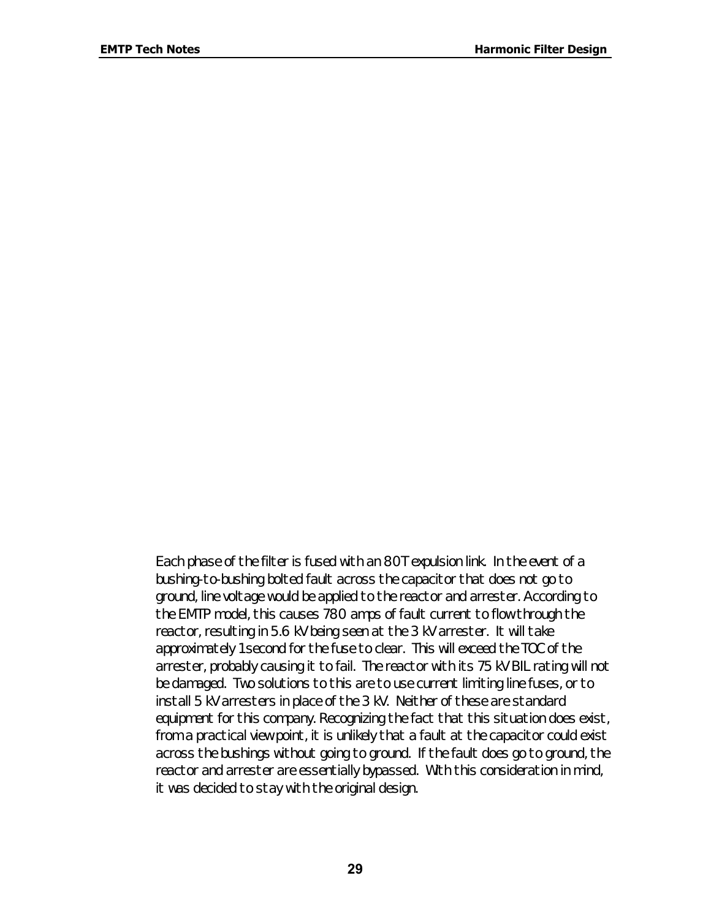Each phase of the filter is fused with an 80T expulsion link. In the event of a bushing-to-bushing bolted fault across the capacitor that does not go to ground, line voltage would be applied to the reactor and arrester. According to the EMTP model, this causes 780 amps of fault current to flow through the reactor, resulting in 5.6 kV being seen at the 3 kV arrester. It will take approximately 1 second for the fuse to clear. This will exceed the TOC of the arrester, probably causing it to fail. The reactor with its 75 kV BIL rating will not be damaged. Two solutions to this are to use current limiting line fuses, or to install 5 kV arresters in place of the 3 kV. Neither of these are standard equipment for this company. Recognizing the fact that this situation does exist, from a practical view point, it is unlikely that a fault at the capacitor could exist across the bushings without going to ground. If the fault does go to ground, the reactor and arrester are essentially bypassed. With this consideration in mind, it was decided to stay with the original design.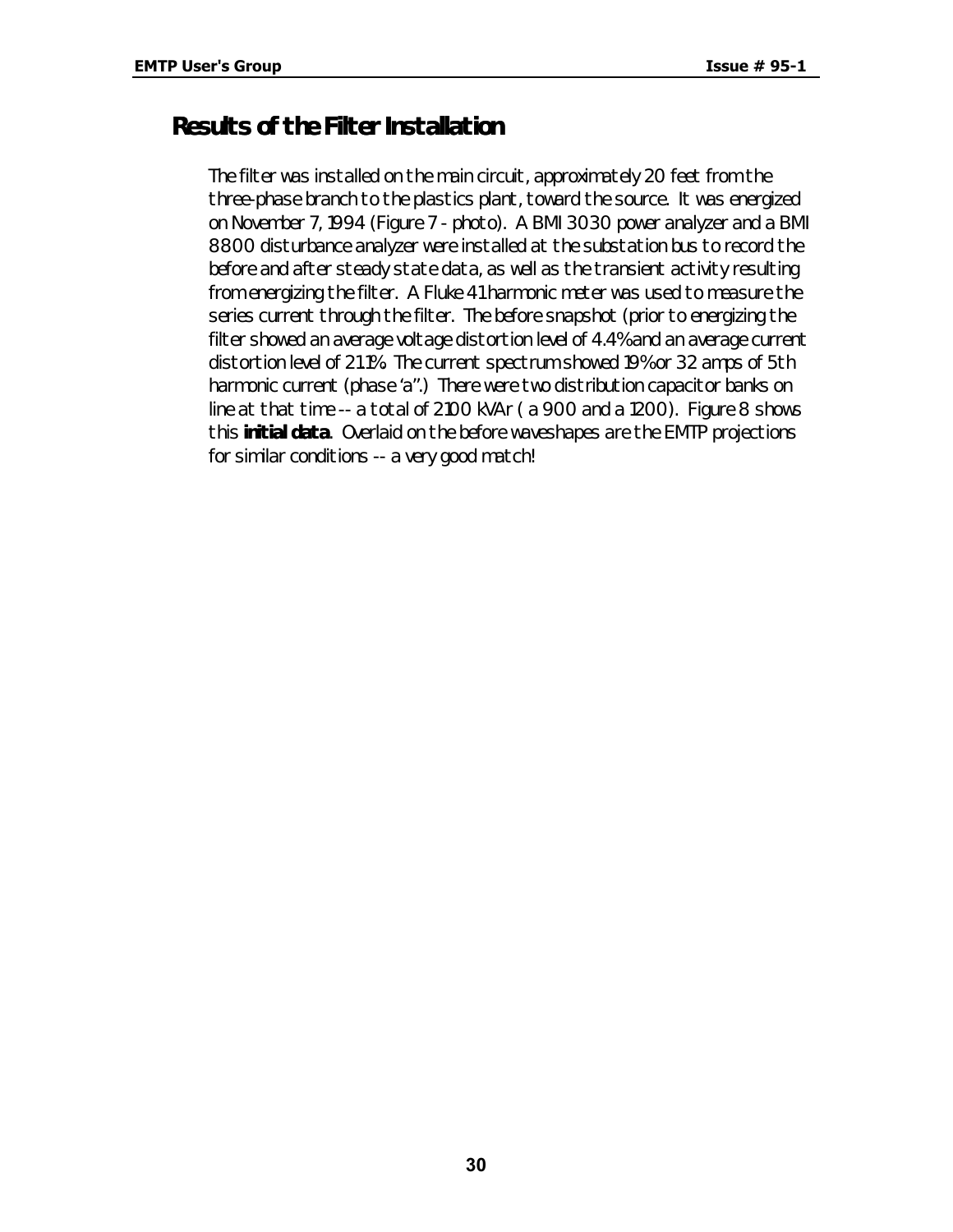## Results of the Filter Installation

The filter was installed on the main circuit, approximately 20 feet from the three-phase branch to the plastics plant, toward the source. It was energized on November 7, 1994 (Figure 7 - photo). A BMI 3030 power analyzer and a BMI 8800 disturbance analyzer were installed at the substation bus to record the before and after steady state data, as well as the transient activity resulting from energizing the filter. A Fluke 41 harmonic meter was used to measure the series current through the filter. The before snapshot (prior to energizing the filter showed an average voltage distortion level of 4.4% and an average current distortion level of 21.1%. The current spectrum showed 19% or 32 amps of 5th harmonic current (phase 'a".) There were two distribution capacitor banks on line at that time -- a total of 2100 kVAr ( a 900 and a 1200). Figure 8 shows this **initial data**. Overlaid on the before waveshapes are the EMTP projections for similar conditions -- a very good match!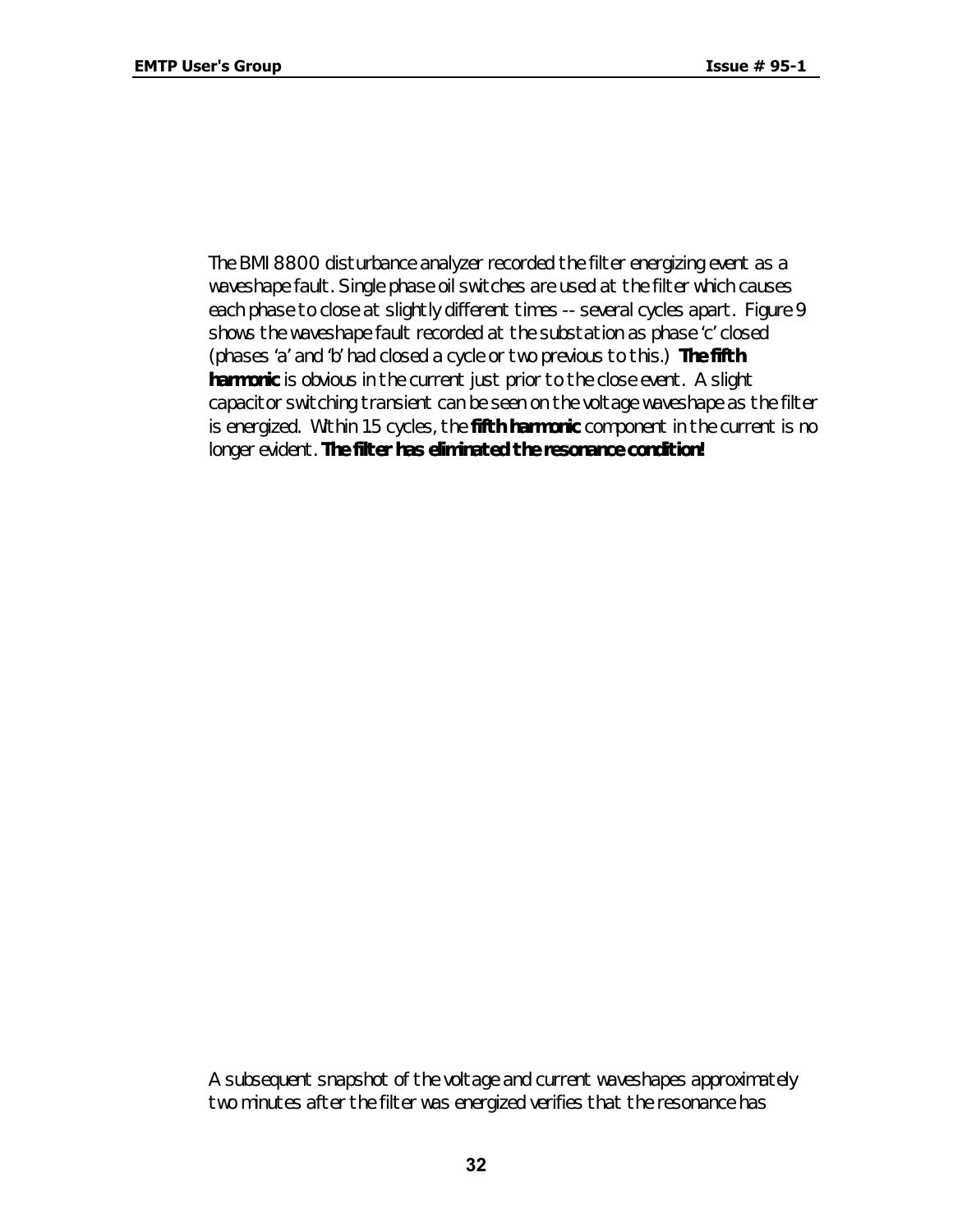The BMI 8800 disturbance analyzer recorded the filter energizing event as a waveshape fault. Single phase oil switches are used at the filter which causes each phase to close at slightly different times -- several cycles apart. Figure 9 shows the waveshape fault recorded at the substation as phase 'c' closed (phases 'a' and 'b' had closed a cycle or two previous to this.) **The fifth harmonic** is obvious in the current just prior to the close event. A slight capacitor switching transient can be seen on the voltage waveshape as the filter is energized. Within 15 cycles, the **fifth harmonic** component in the current is no longer evident. **The filter has eliminated the resonance condition!**

A subsequent snapshot of the voltage and current waveshapes approximately two minutes after the filter was energized verifies that the resonance has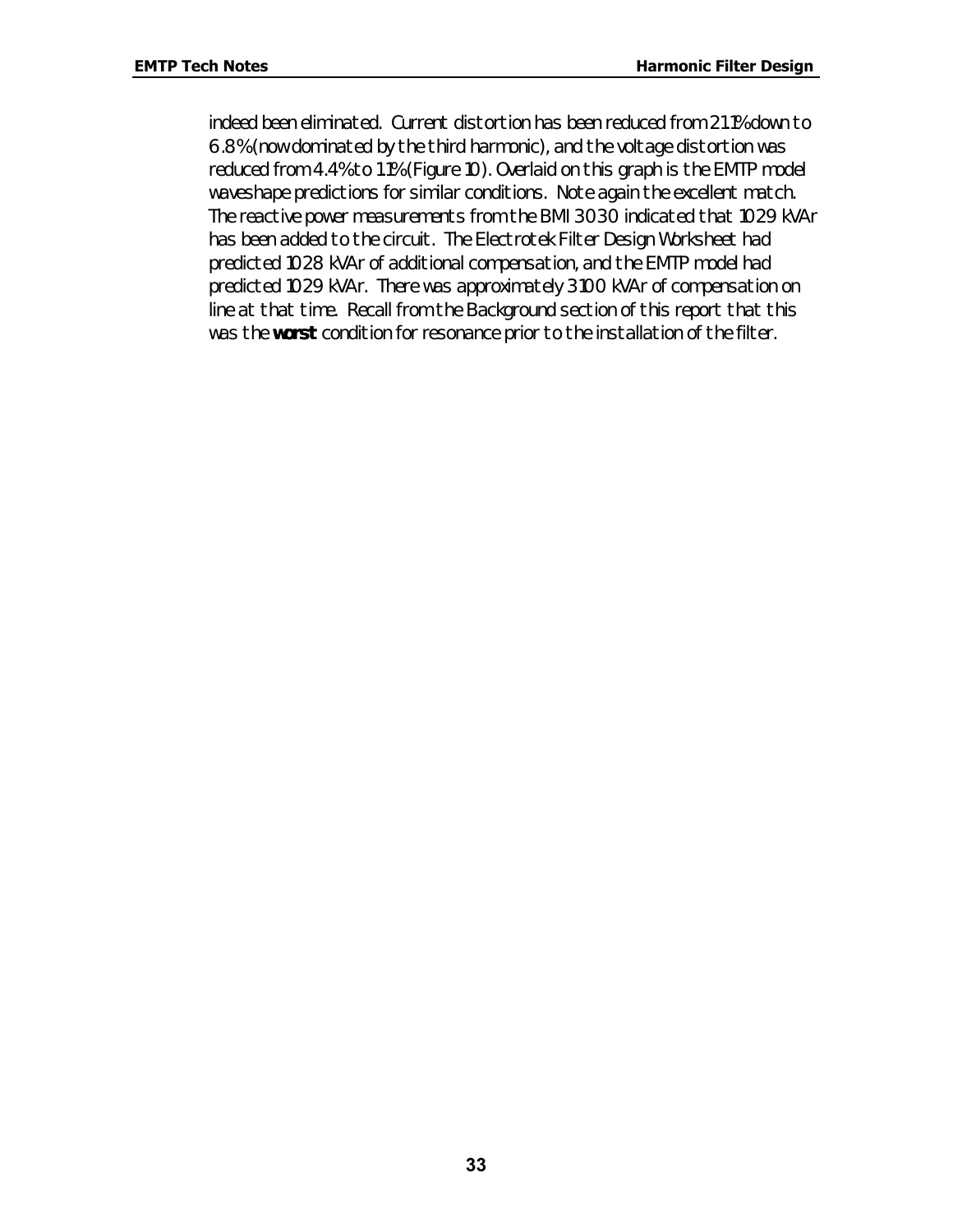indeed been eliminated. Current distortion has been reduced from 21.1% down to 6.8% (now dominated by the third harmonic), and the voltage distortion was reduced from 4.4% to 1.1% (Figure 10). Overlaid on this graph is the EMTP model waveshape predictions for similar conditions. Note again the excellent match. The reactive power measurements from the BMI 3030 indicated that 1029 kVAr has been added to the circuit. The Electrotek Filter Design Worksheet had predicted 1028 kVAr of additional compensation, and the EMTP model had predicted 1029 kVAr. There was approximately 3100 kVAr of compensation on line at that time. Recall from the Background section of this report that this was the **worst** condition for resonance prior to the installation of the filter.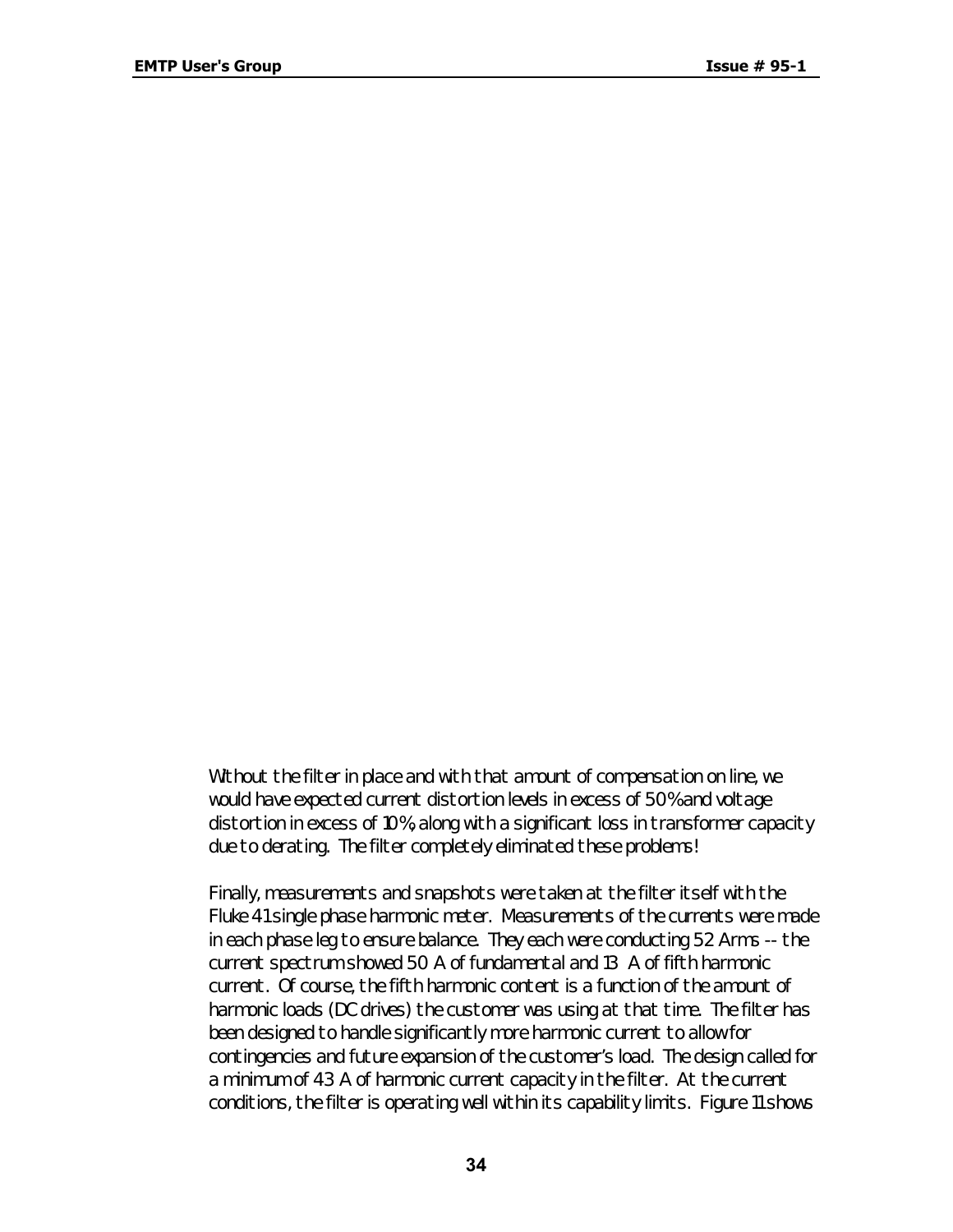Without the filter in place and with that amount of compensation on line, we would have expected current distortion levels in excess of 50% and voltage distortion in excess of 10%, along with a significant loss in transformer capacity due to derating. The filter completely eliminated these problems!

Finally, measurements and snapshots were taken at the filter itself with the Fluke 41 single phase harmonic meter. Measurements of the currents were made in each phase leg to ensure balance. They each were conducting 52 Arms -- the current spectrum showed 50 A of fundamental and 13 A of fifth harmonic current. Of course, the fifth harmonic content is a function of the amount of harmonic loads (DC drives) the customer was using at that time. The filter has been designed to handle significantly more harmonic current to allow for contingencies and future expansion of the customer's load. The design called for a minimum of 43 A of harmonic current capacity in the filter. At the current conditions, the filter is operating well within its capability limits. Figure 11 shows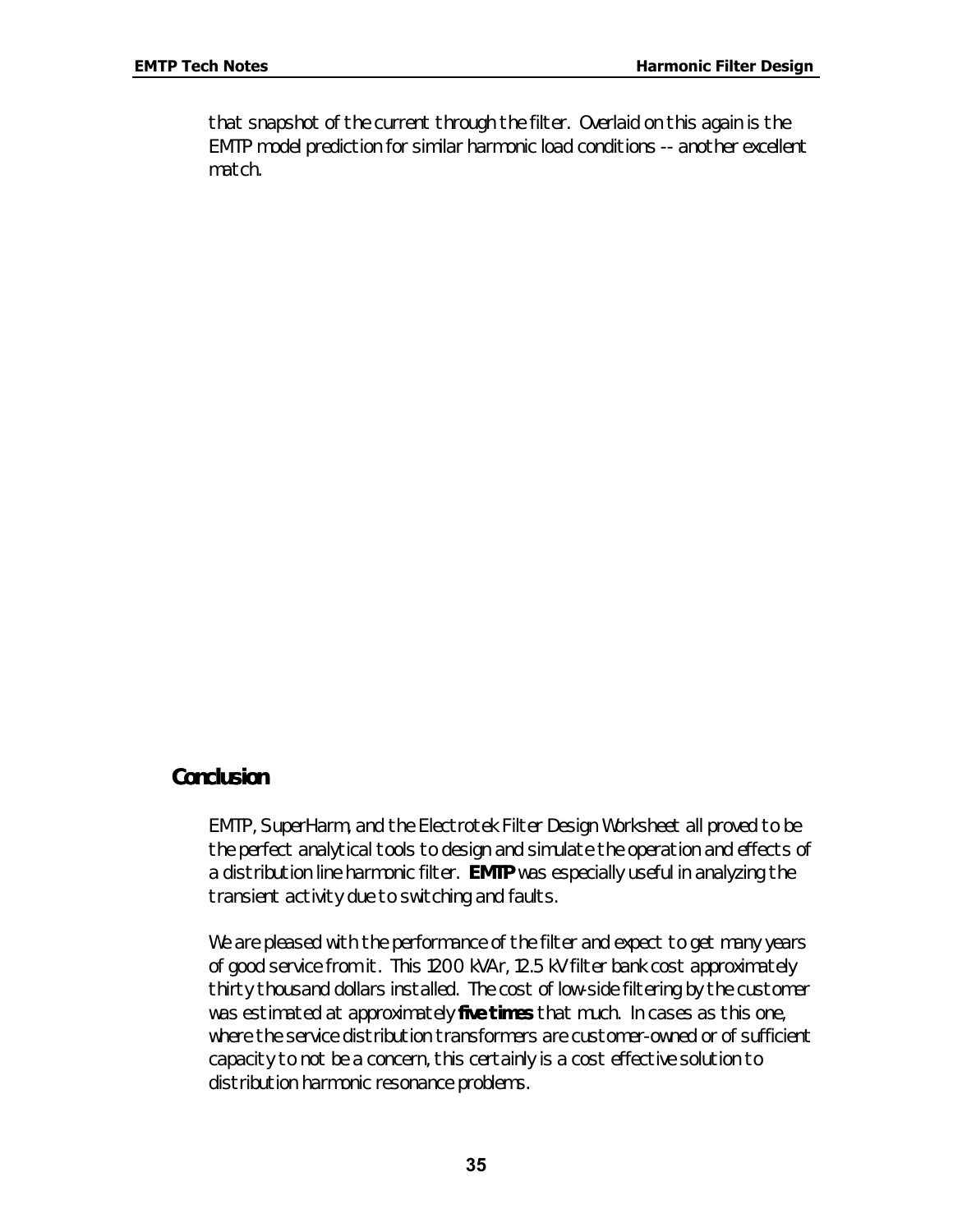that snapshot of the current through the filter. Overlaid on this again is the EMTP model prediction for similar harmonic load conditions -- another excellent match.

## Conclusion

EMTP, SuperHarm, and the Electrotek Filter Design Worksheet all proved to be the perfect analytical tools to design and simulate the operation and effects of a distribution line harmonic filter. **EMTP** was especially useful in analyzing the transient activity due to switching and faults.

We are pleased with the performance of the filter and expect to get many years of good service from it. This 1200 kVAr, 12.5 kV filter bank cost approximately thirty thousand dollars installed. The cost of low-side filtering by the customer was estimated at approximately ***five times*** that much. In cases as this one, where the service distribution transformers are customer-owned or of sufficient capacity to not be a concern, this certainly is a cost effective solution to distribution harmonic resonance problems.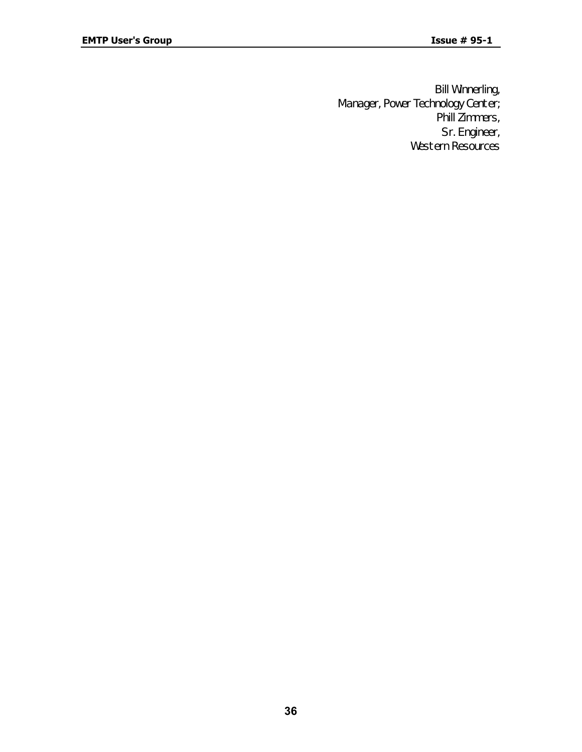Bill Winnerling,
Manager, Power Technology Center;
Phill Zimmers,
Sr. Engineer,
Western Resources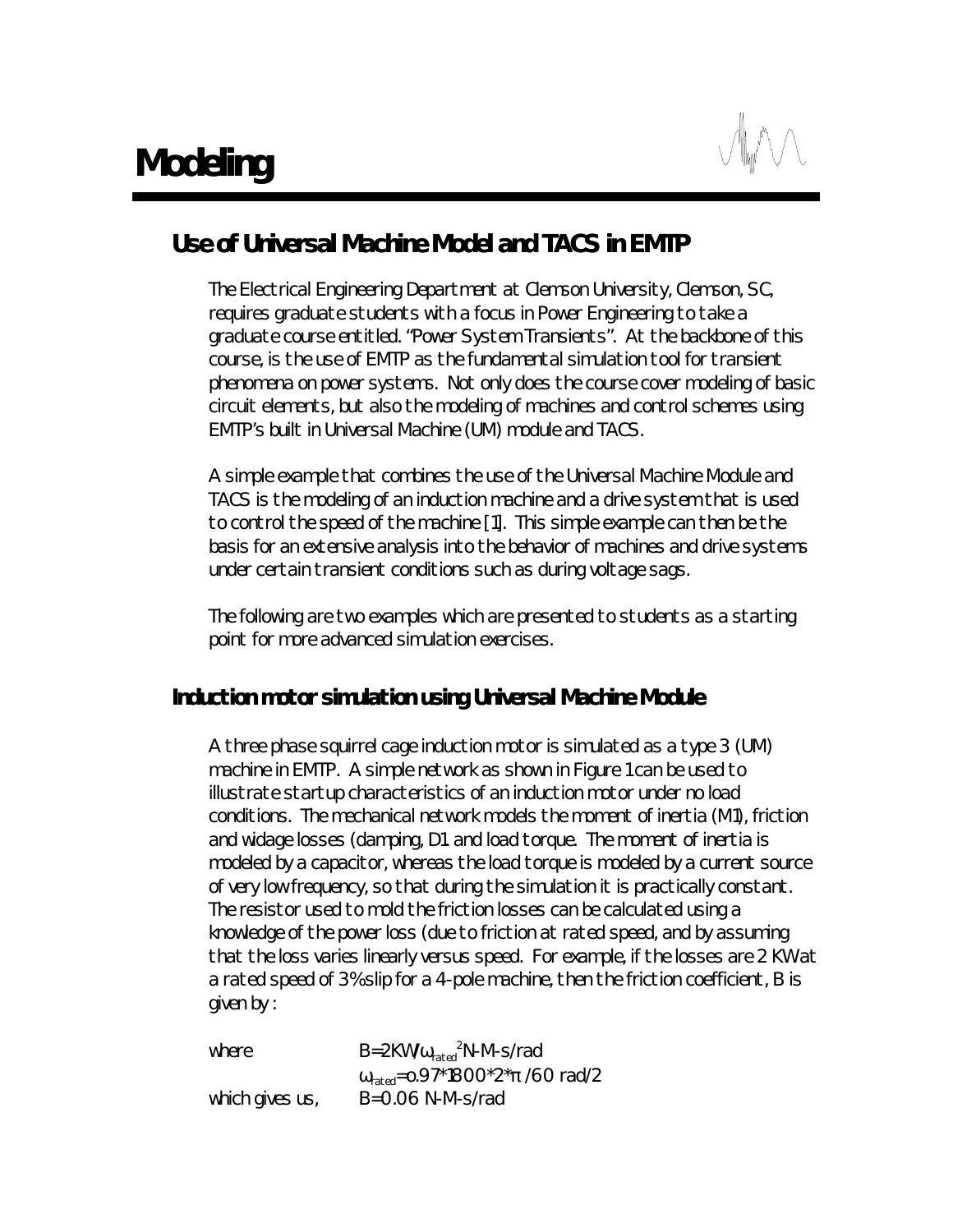# Modeling

## Use of Universal Machine Model and TACS in EMTP

The Electrical Engineering Department at Clemson University, Clemson, SC, requires graduate students with a focus in Power Engineering to take a graduate course entitled. "Power System Transients". At the backbone of this course, is the use of EMTP as the fundamental simulation tool for transient phenomena on power systems. Not only does the course cover modeling of basic circuit elements, but also the modeling of machines and control schemes using EMTP's built in Universal Machine (UM) module and TACS.

A simple example that combines the use of the Universal Machine Module and TACS is the modeling of an induction machine and a drive system that is used to control the speed of the machine [1]. This simple example can then be the basis for an extensive analysis into the behavior of machines and drive systems under certain transient conditions such as during voltage sags.

The following are two examples which are presented to students as a starting point for more advanced simulation exercises.

### Induction motor simulation using Universal Machine Module

A three phase squirrel cage induction motor is simulated as a type 3 (UM) machine in EMTP. A simple network as shown in Figure 1 can be used to illustrate startup characteristics of an induction motor under no load conditions. The mechanical network models the moment of inertia (M1), friction and widage losses (damping, D1 and load torque. The moment of inertia is modeled by a capacitor, whereas the load torque is modeled by a current source of very low frequency, so that during the simulation it is practically constant. The resistor used to mold the friction losses can be calculated using a knowledge of the power loss (due to friction at rated speed, and by assuming that the loss varies linearly versus speed. For example, if the losses are 2 KW at a rated speed of 3% slip for a 4-pole machine, then the friction coefficient, B is given by :

where $B=2KW/\omega_{rated}^{2}$ N-M-s/rad

$\omega_{rated}=0.97*1800*2*\pi/60$ rad/2

which gives us, B=0.06 N-M-s/rad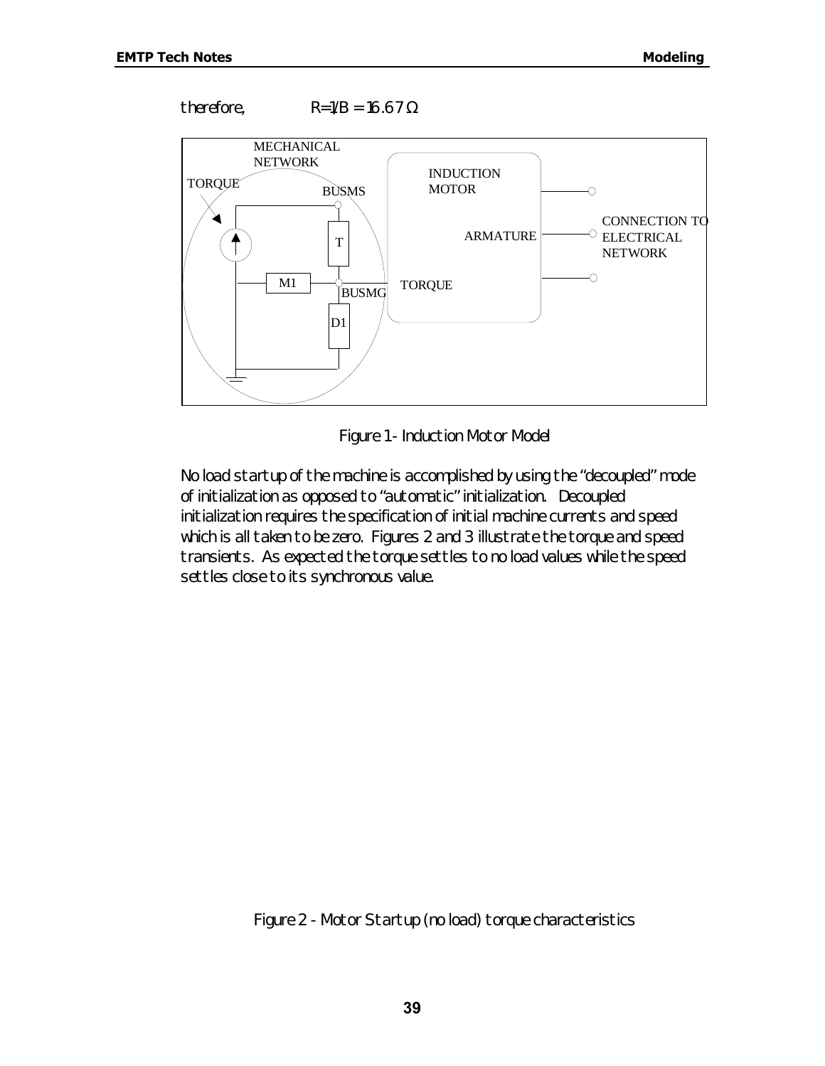therefore, $R=1/B = 16.67\,\Omega$

Figure 1 - Induction Motor Model

No load startup of the machine is accomplished by using the "decoupled" mode of initialization as opposed to "automatic" initialization. Decoupled initialization requires the specification of initial machine currents and speed which is all taken to be zero. Figures 2 and 3 illustrate the torque and speed transients. As expected the torque settles to no load values while the speed settles close to its synchronous value.

Figure 2 - Motor Startup (no load) torque characteristics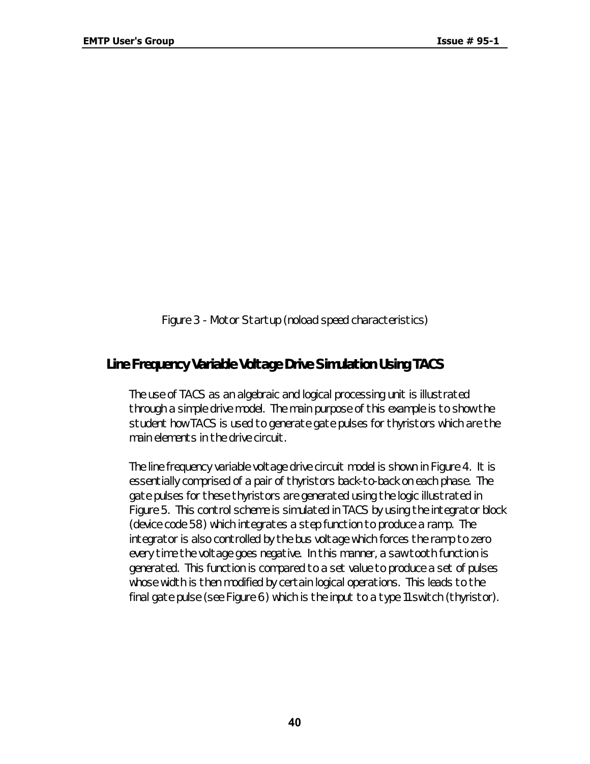Figure 3 - Motor Startup (noload speed characteristics)

## Line Frequency Variable Voltage Drive Simulation Using TACS

The use of TACS as an algebraic and logical processing unit is illustrated through a simple drive model. The main purpose of this example is to show the student how TACS is used to generate gate pulses for thyristors which are the main elements in the drive circuit.

The line frequency variable voltage drive circuit model is shown in Figure 4. It is essentially comprised of a pair of thyristors back-to-back on each phase. The gate pulses for these thyristors are generated using the logic illustrated in Figure 5. This control scheme is simulated in TACS by using the integrator block (device code 58) which integrates a step function to produce a ramp. The integrator is also controlled by the bus voltage which forces the ramp to zero every time the voltage goes negative. In this manner, a sawtooth function is generated. This function is compared to a set value to produce a set of pulses whose width is then modified by certain logical operations. This leads to the final gate pulse (see Figure 6) which is the input to a type 11 switch (thyristor).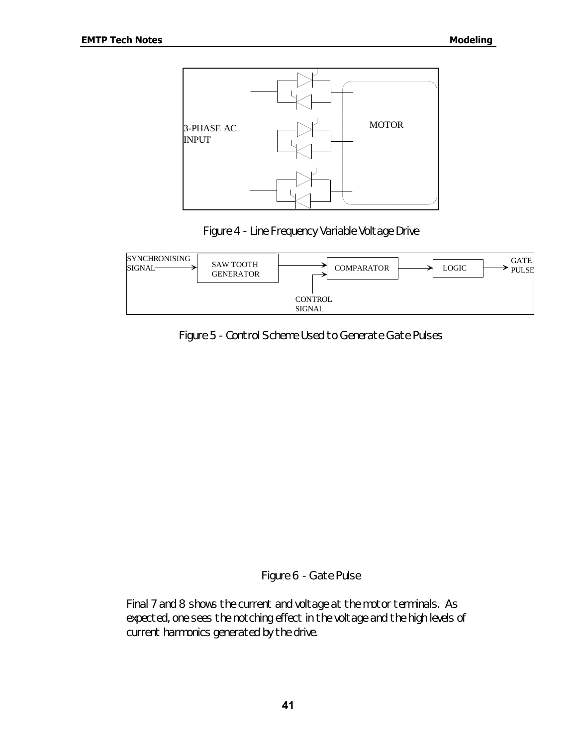Figure 4 - Line Frequency Variable Voltage Drive

Figure 5 - Control Scheme Used to Generate Gate Pulses

Figure 6 - Gate Pulse

Final 7 and 8 shows the current and voltage at the motor terminals. As expected, one sees the notching effect in the voltage and the high levels of current harmonics generated by the drive.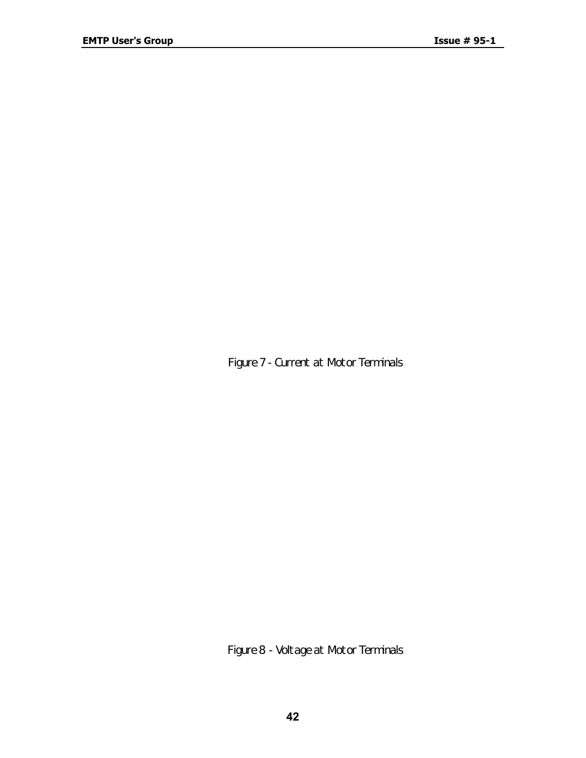Figure 7 - Current at Motor Terminals

Figure 8 - Voltage at Motor Terminals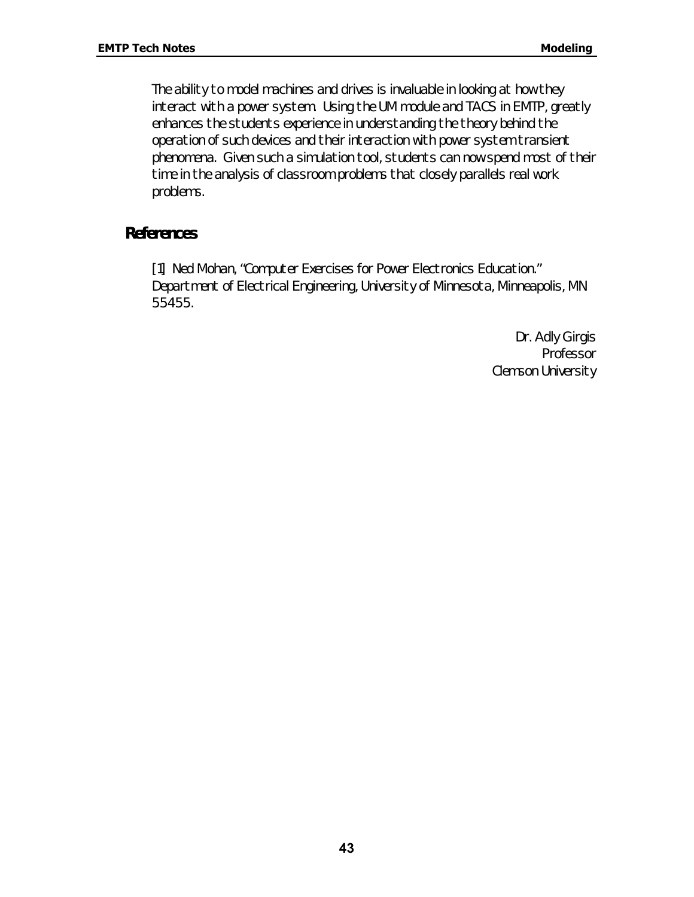The ability to model machines and drives is invaluable in looking at how they interact with a power system. Using the UM module and TACS in EMTP, greatly enhances the students experience in understanding the theory behind the operation of such devices and their interaction with power system transient phenomena. Given such a simulation tool, students can now spend most of their time in the analysis of classroom problems that closely parallels real work problems.

## References

[1] Ned Mohan, "Computer Exercises for Power Electronics Education." Department of Electrical Engineering, University of Minnesota, Minneapolis, MN 55455.

Dr. Adly Girgis
Professor
Clemson University